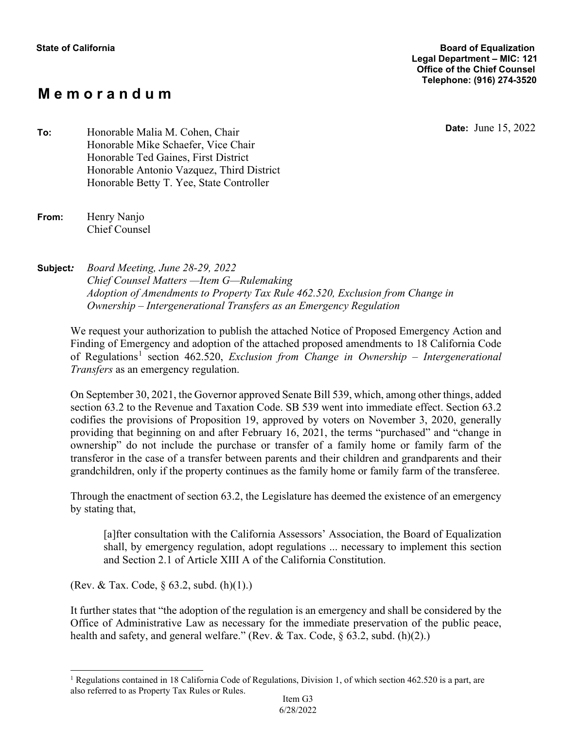**State of California**

**Board of Equalization**
**Legal Department – MIC: 121**
**Office of the Chief Counsel**
**Telephone: (916) 274-3520**

# M e m o r a n d u m

**Date:** June 15, 2022

**To:** Honorable Malia M. Cohen, Chair
Honorable Mike Schaefer, Vice Chair
Honorable Ted Gaines, First District
Honorable Antonio Vazquez, Third District
Honorable Betty T. Yee, State Controller

**From:** Henry Nanjo
Chief Counsel

**Subject***:* *Board Meeting, June 28-29, 2022*
*Chief Counsel Matters —Item G—Rulemaking*
*Adoption of Amendments to Property Tax Rule 462.520, Exclusion from Change in Ownership – Intergenerational Transfers as an Emergency Regulation*

We request your authorization to publish the attached Notice of Proposed Emergency Action and Finding of Emergency and adoption of the attached proposed amendments to 18 California Code of Regulations[1] section 462.520, *Exclusion from Change in Ownership – Intergenerational Transfers* as an emergency regulation.

On September 30, 2021, the Governor approved Senate Bill 539, which, among other things, added section 63.2 to the Revenue and Taxation Code. SB 539 went into immediate effect. Section 63.2 codifies the provisions of Proposition 19, approved by voters on November 3, 2020, generally providing that beginning on and after February 16, 2021, the terms "purchased" and "change in ownership" do not include the purchase or transfer of a family home or family farm of the transferor in the case of a transfer between parents and their children and grandparents and their grandchildren, only if the property continues as the family home or family farm of the transferee.

Through the enactment of section 63.2, the Legislature has deemed the existence of an emergency by stating that,

> [a]fter consultation with the California Assessors' Association, the Board of Equalization shall, by emergency regulation, adopt regulations ... necessary to implement this section and Section 2.1 of Article XIII A of the California Constitution.

(Rev. & Tax. Code, § 63.2, subd. (h)(1).)

It further states that "the adoption of the regulation is an emergency and shall be considered by the Office of Administrative Law as necessary for the immediate preservation of the public peace, health and safety, and general welfare." (Rev. & Tax. Code, § 63.2, subd. (h)(2).)

[1] Regulations contained in 18 California Code of Regulations, Division 1, of which section 462.520 is a part, are also referred to as Property Tax Rules or Rules.

Item G3
6/28/2022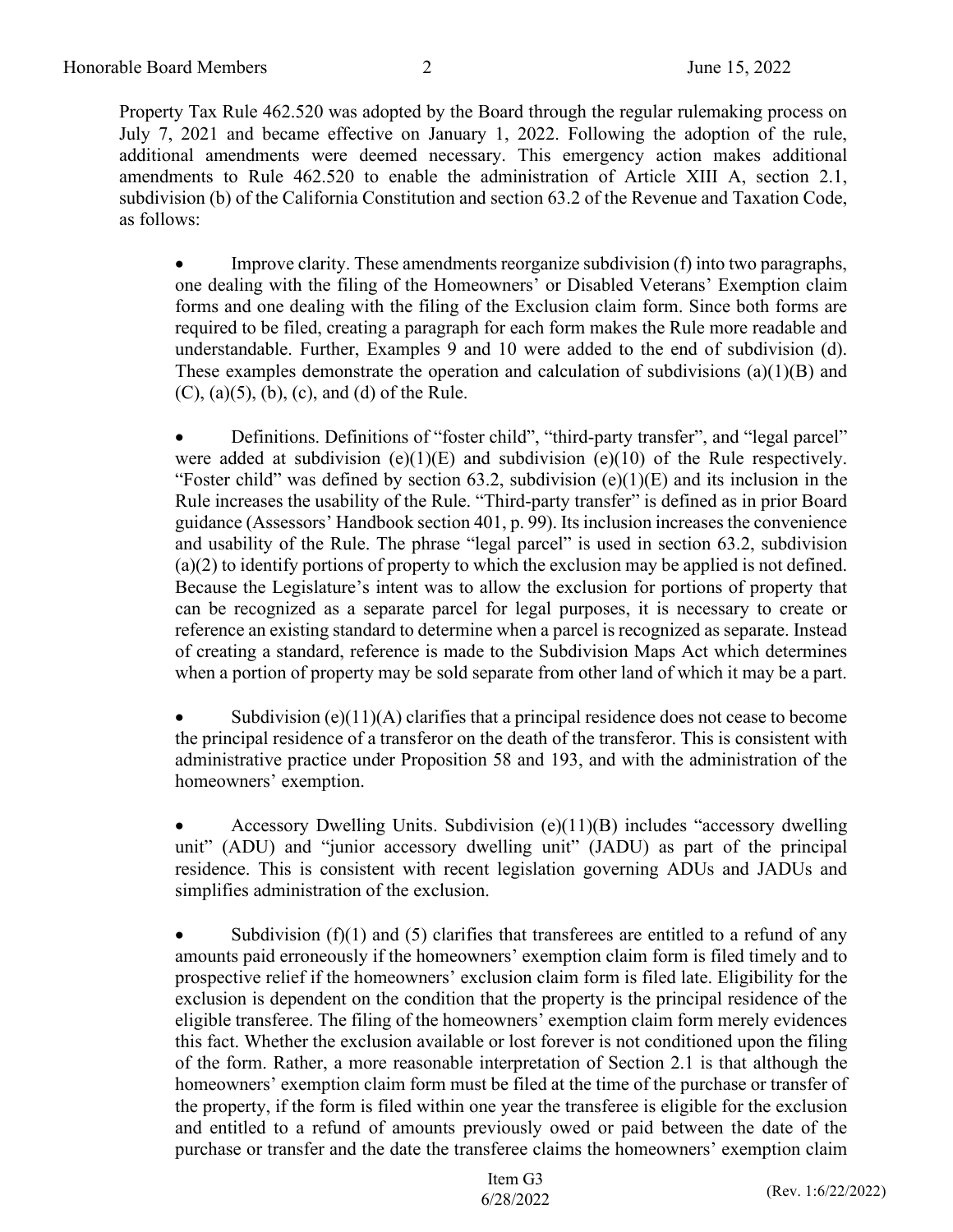Property Tax Rule 462.520 was adopted by the Board through the regular rulemaking process on July 7, 2021 and became effective on January 1, 2022. Following the adoption of the rule, additional amendments were deemed necessary. This emergency action makes additional amendments to Rule 462.520 to enable the administration of Article XIII A, section 2.1, subdivision (b) of the California Constitution and section 63.2 of the Revenue and Taxation Code, as follows:

- Improve clarity. These amendments reorganize subdivision (f) into two paragraphs, one dealing with the filing of the Homeowners' or Disabled Veterans' Exemption claim forms and one dealing with the filing of the Exclusion claim form. Since both forms are required to be filed, creating a paragraph for each form makes the Rule more readable and understandable. Further, Examples 9 and 10 were added to the end of subdivision (d). These examples demonstrate the operation and calculation of subdivisions (a)(1)(B) and (C), (a)(5), (b), (c), and (d) of the Rule.

- Definitions. Definitions of "foster child", "third-party transfer", and "legal parcel" were added at subdivision (e)(1)(E) and subdivision (e)(10) of the Rule respectively. "Foster child" was defined by section 63.2, subdivision (e)(1)(E) and its inclusion in the Rule increases the usability of the Rule. "Third-party transfer" is defined as in prior Board guidance (Assessors' Handbook section 401, p. 99). Its inclusion increases the convenience and usability of the Rule. The phrase "legal parcel" is used in section 63.2, subdivision (a)(2) to identify portions of property to which the exclusion may be applied is not defined. Because the Legislature's intent was to allow the exclusion for portions of property that can be recognized as a separate parcel for legal purposes, it is necessary to create or reference an existing standard to determine when a parcel is recognized as separate. Instead of creating a standard, reference is made to the Subdivision Maps Act which determines when a portion of property may be sold separate from other land of which it may be a part.

- Subdivision (e)(11)(A) clarifies that a principal residence does not cease to become the principal residence of a transferor on the death of the transferor. This is consistent with administrative practice under Proposition 58 and 193, and with the administration of the homeowners' exemption.

- Accessory Dwelling Units. Subdivision (e)(11)(B) includes "accessory dwelling unit" (ADU) and "junior accessory dwelling unit" (JADU) as part of the principal residence. This is consistent with recent legislation governing ADUs and JADUs and simplifies administration of the exclusion.

- Subdivision (f)(1) and (5) clarifies that transferees are entitled to a refund of any amounts paid erroneously if the homeowners' exemption claim form is filed timely and to prospective relief if the homeowners' exclusion claim form is filed late. Eligibility for the exclusion is dependent on the condition that the property is the principal residence of the eligible transferee. The filing of the homeowners' exemption claim form merely evidences this fact. Whether the exclusion available or lost forever is not conditioned upon the filing of the form. Rather, a more reasonable interpretation of Section 2.1 is that although the homeowners' exemption claim form must be filed at the time of the purchase or transfer of the property, if the form is filed within one year the transferee is eligible for the exclusion and entitled to a refund of amounts previously owed or paid between the date of the purchase or transfer and the date the transferee claims the homeowners' exemption claim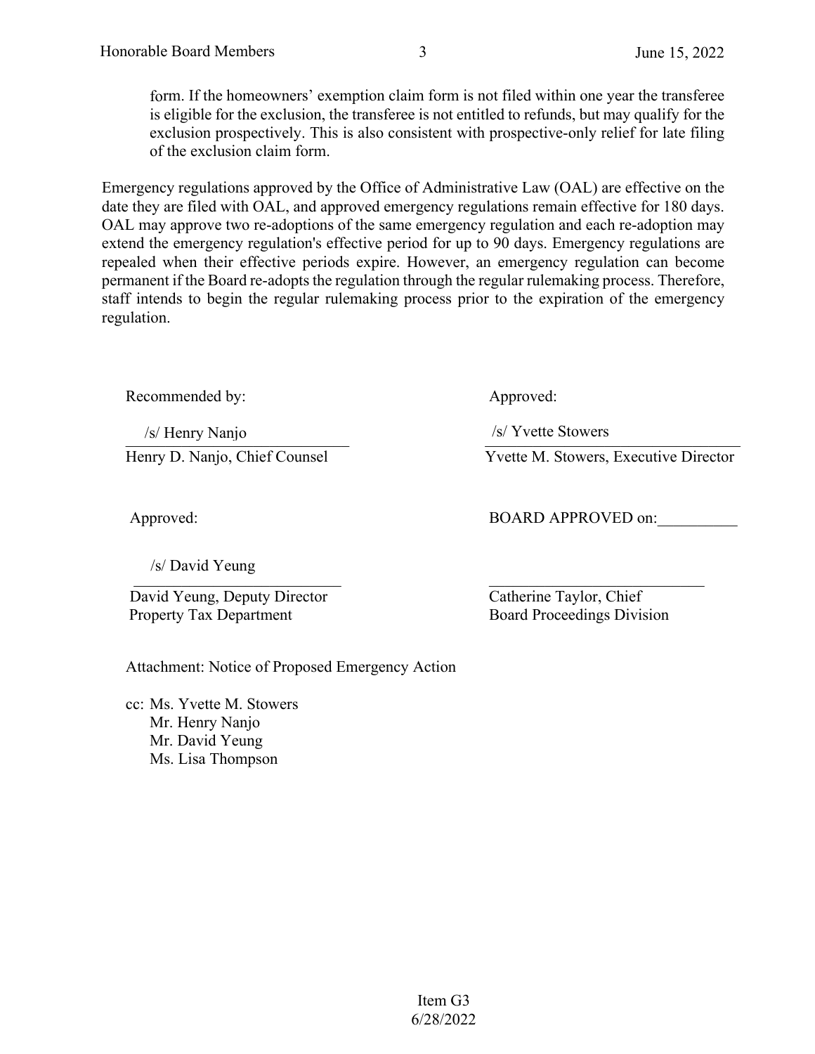form. If the homeowners' exemption claim form is not filed within one year the transferee is eligible for the exclusion, the transferee is not entitled to refunds, but may qualify for the exclusion prospectively. This is also consistent with prospective-only relief for late filing of the exclusion claim form.

Emergency regulations approved by the Office of Administrative Law (OAL) are effective on the date they are filed with OAL, and approved emergency regulations remain effective for 180 days. OAL may approve two re-adoptions of the same emergency regulation and each re-adoption may extend the emergency regulation's effective period for up to 90 days. Emergency regulations are repealed when their effective periods expire. However, an emergency regulation can become permanent if the Board re-adopts the regulation through the regular rulemaking process. Therefore, staff intends to begin the regular rulemaking process prior to the expiration of the emergency regulation.

Recommended by:

/s/ Henry Nanjo
Henry D. Nanjo, Chief Counsel

Approved:

/s/ Yvette Stowers
Yvette M. Stowers, Executive Director

Approved:

/s/ David Yeung
David Yeung, Deputy Director
Property Tax Department

BOARD APPROVED on:__________

____________________________
Catherine Taylor, Chief
Board Proceedings Division

Attachment: Notice of Proposed Emergency Action

cc: Ms. Yvette M. Stowers
Mr. Henry Nanjo
Mr. David Yeung
Ms. Lisa Thompson

Item G3
6/28/2022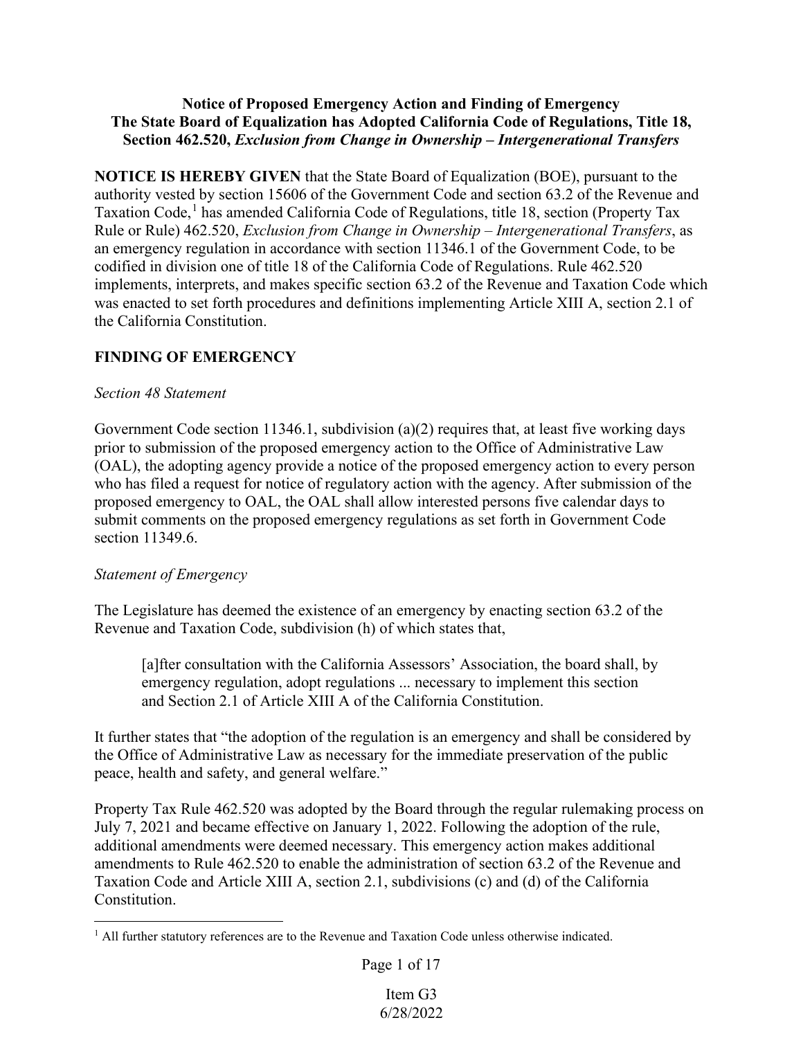**Notice of Proposed Emergency Action and Finding of Emergency**
**The State Board of Equalization has Adopted California Code of Regulations, Title 18, Section 462.520, *Exclusion from Change in Ownership – Intergenerational Transfers***

**NOTICE IS HEREBY GIVEN** that the State Board of Equalization (BOE), pursuant to the authority vested by section 15606 of the Government Code and section 63.2 of the Revenue and Taxation Code,[1] has amended California Code of Regulations, title 18, section (Property Tax Rule or Rule) 462.520, *Exclusion from Change in Ownership – Intergenerational Transfers*, as an emergency regulation in accordance with section 11346.1 of the Government Code, to be codified in division one of title 18 of the California Code of Regulations. Rule 462.520 implements, interprets, and makes specific section 63.2 of the Revenue and Taxation Code which was enacted to set forth procedures and definitions implementing Article XIII A, section 2.1 of the California Constitution.

## FINDING OF EMERGENCY

*Section 48 Statement*

Government Code section 11346.1, subdivision (a)(2) requires that, at least five working days prior to submission of the proposed emergency action to the Office of Administrative Law (OAL), the adopting agency provide a notice of the proposed emergency action to every person who has filed a request for notice of regulatory action with the agency. After submission of the proposed emergency to OAL, the OAL shall allow interested persons five calendar days to submit comments on the proposed emergency regulations as set forth in Government Code section 11349.6.

*Statement of Emergency*

The Legislature has deemed the existence of an emergency by enacting section 63.2 of the Revenue and Taxation Code, subdivision (h) of which states that,

> [a]fter consultation with the California Assessors' Association, the board shall, by emergency regulation, adopt regulations ... necessary to implement this section and Section 2.1 of Article XIII A of the California Constitution.

It further states that "the adoption of the regulation is an emergency and shall be considered by the Office of Administrative Law as necessary for the immediate preservation of the public peace, health and safety, and general welfare."

Property Tax Rule 462.520 was adopted by the Board through the regular rulemaking process on July 7, 2021 and became effective on January 1, 2022. Following the adoption of the rule, additional amendments were deemed necessary. This emergency action makes additional amendments to Rule 462.520 to enable the administration of section 63.2 of the Revenue and Taxation Code and Article XIII A, section 2.1, subdivisions (c) and (d) of the California Constitution.

[1] All further statutory references are to the Revenue and Taxation Code unless otherwise indicated.

Item G3
6/28/2022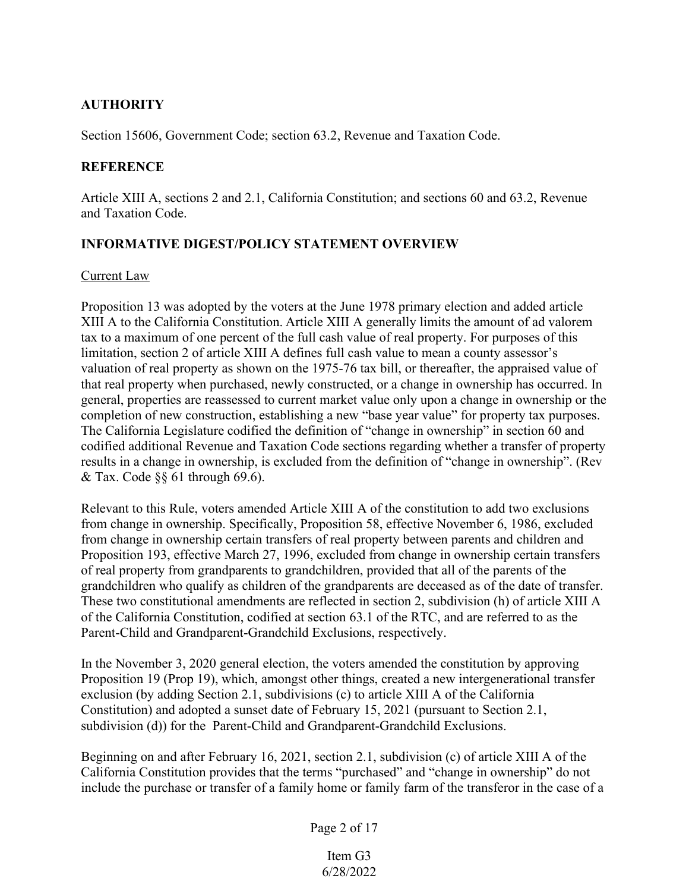## AUTHORITY

Section 15606, Government Code; section 63.2, Revenue and Taxation Code.

## REFERENCE

Article XIII A, sections 2 and 2.1, California Constitution; and sections 60 and 63.2, Revenue and Taxation Code.

## INFORMATIVE DIGEST/POLICY STATEMENT OVERVIEW

Current Law

Proposition 13 was adopted by the voters at the June 1978 primary election and added article XIII A to the California Constitution. Article XIII A generally limits the amount of ad valorem tax to a maximum of one percent of the full cash value of real property. For purposes of this limitation, section 2 of article XIII A defines full cash value to mean a county assessor's valuation of real property as shown on the 1975-76 tax bill, or thereafter, the appraised value of that real property when purchased, newly constructed, or a change in ownership has occurred. In general, properties are reassessed to current market value only upon a change in ownership or the completion of new construction, establishing a new "base year value" for property tax purposes. The California Legislature codified the definition of "change in ownership" in section 60 and codified additional Revenue and Taxation Code sections regarding whether a transfer of property results in a change in ownership, is excluded from the definition of "change in ownership". (Rev & Tax. Code §§ 61 through 69.6).

Relevant to this Rule, voters amended Article XIII A of the constitution to add two exclusions from change in ownership. Specifically, Proposition 58, effective November 6, 1986, excluded from change in ownership certain transfers of real property between parents and children and Proposition 193, effective March 27, 1996, excluded from change in ownership certain transfers of real property from grandparents to grandchildren, provided that all of the parents of the grandchildren who qualify as children of the grandparents are deceased as of the date of transfer. These two constitutional amendments are reflected in section 2, subdivision (h) of article XIII A of the California Constitution, codified at section 63.1 of the RTC, and are referred to as the Parent-Child and Grandparent-Grandchild Exclusions, respectively.

In the November 3, 2020 general election, the voters amended the constitution by approving Proposition 19 (Prop 19), which, amongst other things, created a new intergenerational transfer exclusion (by adding Section 2.1, subdivisions (c) to article XIII A of the California Constitution) and adopted a sunset date of February 15, 2021 (pursuant to Section 2.1, subdivision (d)) for the Parent-Child and Grandparent-Grandchild Exclusions.

Beginning on and after February 16, 2021, section 2.1, subdivision (c) of article XIII A of the California Constitution provides that the terms "purchased" and "change in ownership" do not include the purchase or transfer of a family home or family farm of the transferor in the case of a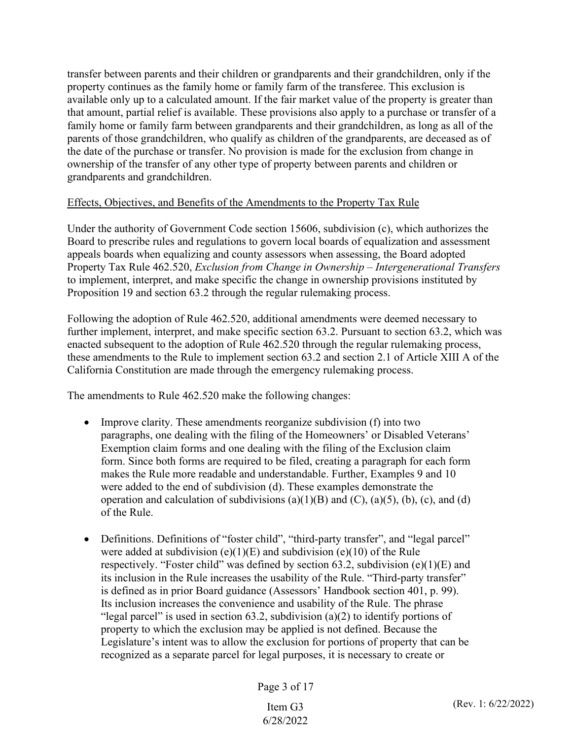transfer between parents and their children or grandparents and their grandchildren, only if the property continues as the family home or family farm of the transferee. This exclusion is available only up to a calculated amount. If the fair market value of the property is greater than that amount, partial relief is available. These provisions also apply to a purchase or transfer of a family home or family farm between grandparents and their grandchildren, as long as all of the parents of those grandchildren, who qualify as children of the grandparents, are deceased as of the date of the purchase or transfer. No provision is made for the exclusion from change in ownership of the transfer of any other type of property between parents and children or grandparents and grandchildren.

Effects, Objectives, and Benefits of the Amendments to the Property Tax Rule

Under the authority of Government Code section 15606, subdivision (c), which authorizes the Board to prescribe rules and regulations to govern local boards of equalization and assessment appeals boards when equalizing and county assessors when assessing, the Board adopted Property Tax Rule 462.520, *Exclusion from Change in Ownership – Intergenerational Transfers* to implement, interpret, and make specific the change in ownership provisions instituted by Proposition 19 and section 63.2 through the regular rulemaking process.

Following the adoption of Rule 462.520, additional amendments were deemed necessary to further implement, interpret, and make specific section 63.2. Pursuant to section 63.2, which was enacted subsequent to the adoption of Rule 462.520 through the regular rulemaking process, these amendments to the Rule to implement section 63.2 and section 2.1 of Article XIII A of the California Constitution are made through the emergency rulemaking process.

The amendments to Rule 462.520 make the following changes:

- Improve clarity. These amendments reorganize subdivision (f) into two paragraphs, one dealing with the filing of the Homeowners' or Disabled Veterans' Exemption claim forms and one dealing with the filing of the Exclusion claim form. Since both forms are required to be filed, creating a paragraph for each form makes the Rule more readable and understandable. Further, Examples 9 and 10 were added to the end of subdivision (d). These examples demonstrate the operation and calculation of subdivisions (a)(1)(B) and (C), (a)(5), (b), (c), and (d) of the Rule.

- Definitions. Definitions of "foster child", "third-party transfer", and "legal parcel" were added at subdivision (e)(1)(E) and subdivision (e)(10) of the Rule respectively. "Foster child" was defined by section 63.2, subdivision (e)(1)(E) and its inclusion in the Rule increases the usability of the Rule. "Third-party transfer" is defined as in prior Board guidance (Assessors' Handbook section 401, p. 99). Its inclusion increases the convenience and usability of the Rule. The phrase "legal parcel" is used in section 63.2, subdivision (a)(2) to identify portions of property to which the exclusion may be applied is not defined. Because the Legislature's intent was to allow the exclusion for portions of property that can be recognized as a separate parcel for legal purposes, it is necessary to create or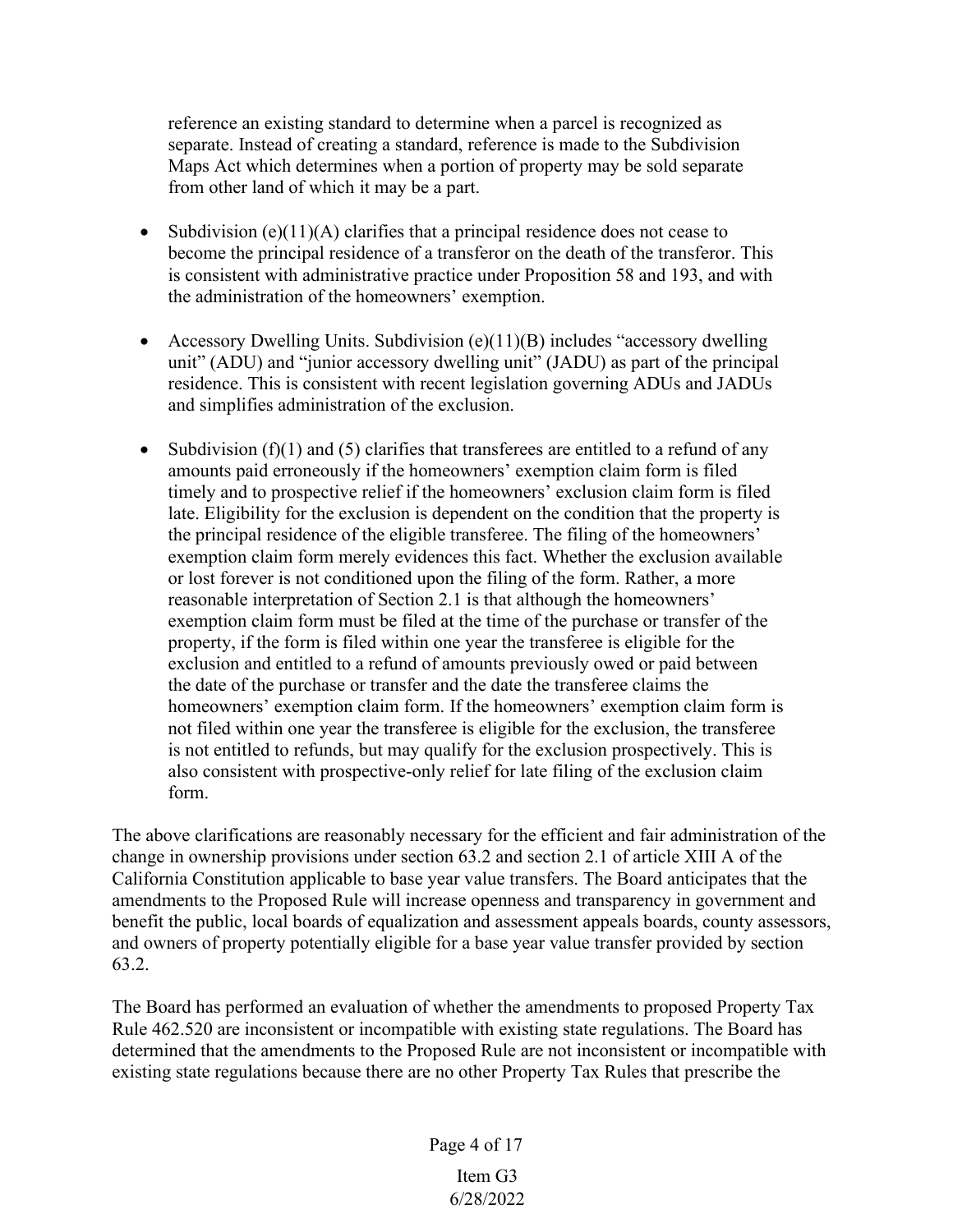reference an existing standard to determine when a parcel is recognized as separate. Instead of creating a standard, reference is made to the Subdivision Maps Act which determines when a portion of property may be sold separate from other land of which it may be a part.

- Subdivision (e)(11)(A) clarifies that a principal residence does not cease to become the principal residence of a transferor on the death of the transferor. This is consistent with administrative practice under Proposition 58 and 193, and with the administration of the homeowners' exemption.

- Accessory Dwelling Units. Subdivision (e)(11)(B) includes "accessory dwelling unit" (ADU) and "junior accessory dwelling unit" (JADU) as part of the principal residence. This is consistent with recent legislation governing ADUs and JADUs and simplifies administration of the exclusion.

- Subdivision (f)(1) and (5) clarifies that transferees are entitled to a refund of any amounts paid erroneously if the homeowners' exemption claim form is filed timely and to prospective relief if the homeowners' exclusion claim form is filed late. Eligibility for the exclusion is dependent on the condition that the property is the principal residence of the eligible transferee. The filing of the homeowners' exemption claim form merely evidences this fact. Whether the exclusion available or lost forever is not conditioned upon the filing of the form. Rather, a more reasonable interpretation of Section 2.1 is that although the homeowners' exemption claim form must be filed at the time of the purchase or transfer of the property, if the form is filed within one year the transferee is eligible for the exclusion and entitled to a refund of amounts previously owed or paid between the date of the purchase or transfer and the date the transferee claims the homeowners' exemption claim form. If the homeowners' exemption claim form is not filed within one year the transferee is eligible for the exclusion, the transferee is not entitled to refunds, but may qualify for the exclusion prospectively. This is also consistent with prospective-only relief for late filing of the exclusion claim form.

The above clarifications are reasonably necessary for the efficient and fair administration of the change in ownership provisions under section 63.2 and section 2.1 of article XIII A of the California Constitution applicable to base year value transfers. The Board anticipates that the amendments to the Proposed Rule will increase openness and transparency in government and benefit the public, local boards of equalization and assessment appeals boards, county assessors, and owners of property potentially eligible for a base year value transfer provided by section 63.2.

The Board has performed an evaluation of whether the amendments to proposed Property Tax Rule 462.520 are inconsistent or incompatible with existing state regulations. The Board has determined that the amendments to the Proposed Rule are not inconsistent or incompatible with existing state regulations because there are no other Property Tax Rules that prescribe the

Item G3
6/28/2022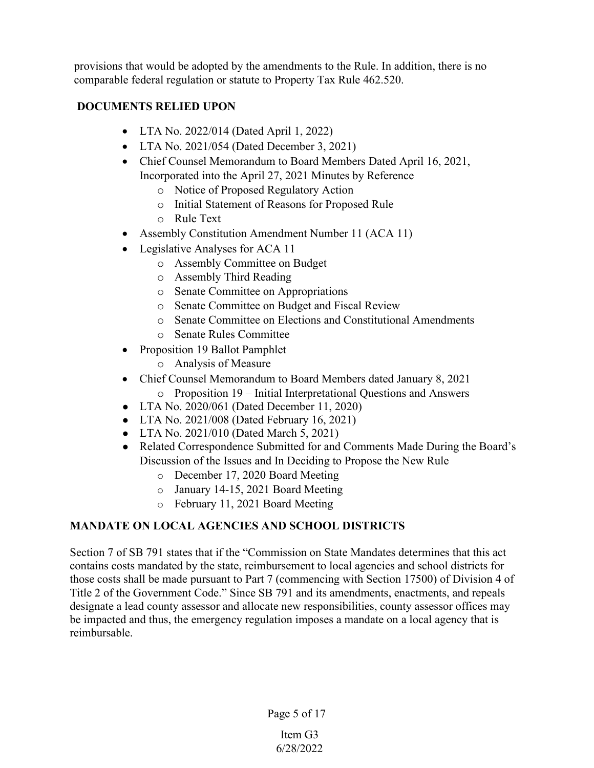provisions that would be adopted by the amendments to the Rule. In addition, there is no comparable federal regulation or statute to Property Tax Rule 462.520.

## DOCUMENTS RELIED UPON

- LTA No. 2022/014 (Dated April 1, 2022)
- LTA No. 2021/054 (Dated December 3, 2021)
- Chief Counsel Memorandum to Board Members Dated April 16, 2021, Incorporated into the April 27, 2021 Minutes by Reference
    - Notice of Proposed Regulatory Action
    - Initial Statement of Reasons for Proposed Rule
    - Rule Text
- Assembly Constitution Amendment Number 11 (ACA 11)
- Legislative Analyses for ACA 11
    - Assembly Committee on Budget
    - Assembly Third Reading
    - Senate Committee on Appropriations
    - Senate Committee on Budget and Fiscal Review
    - Senate Committee on Elections and Constitutional Amendments
    - Senate Rules Committee
- Proposition 19 Ballot Pamphlet
    - Analysis of Measure
- Chief Counsel Memorandum to Board Members dated January 8, 2021
    - Proposition 19 – Initial Interpretational Questions and Answers
- LTA No. 2020/061 (Dated December 11, 2020)
- LTA No. 2021/008 (Dated February 16, 2021)
- LTA No. 2021/010 (Dated March 5, 2021)
- Related Correspondence Submitted for and Comments Made During the Board's Discussion of the Issues and In Deciding to Propose the New Rule
    - December 17, 2020 Board Meeting
    - January 14-15, 2021 Board Meeting
    - February 11, 2021 Board Meeting

## MANDATE ON LOCAL AGENCIES AND SCHOOL DISTRICTS

Section 7 of SB 791 states that if the "Commission on State Mandates determines that this act contains costs mandated by the state, reimbursement to local agencies and school districts for those costs shall be made pursuant to Part 7 (commencing with Section 17500) of Division 4 of Title 2 of the Government Code." Since SB 791 and its amendments, enactments, and repeals designate a lead county assessor and allocate new responsibilities, county assessor offices may be impacted and thus, the emergency regulation imposes a mandate on a local agency that is reimbursable.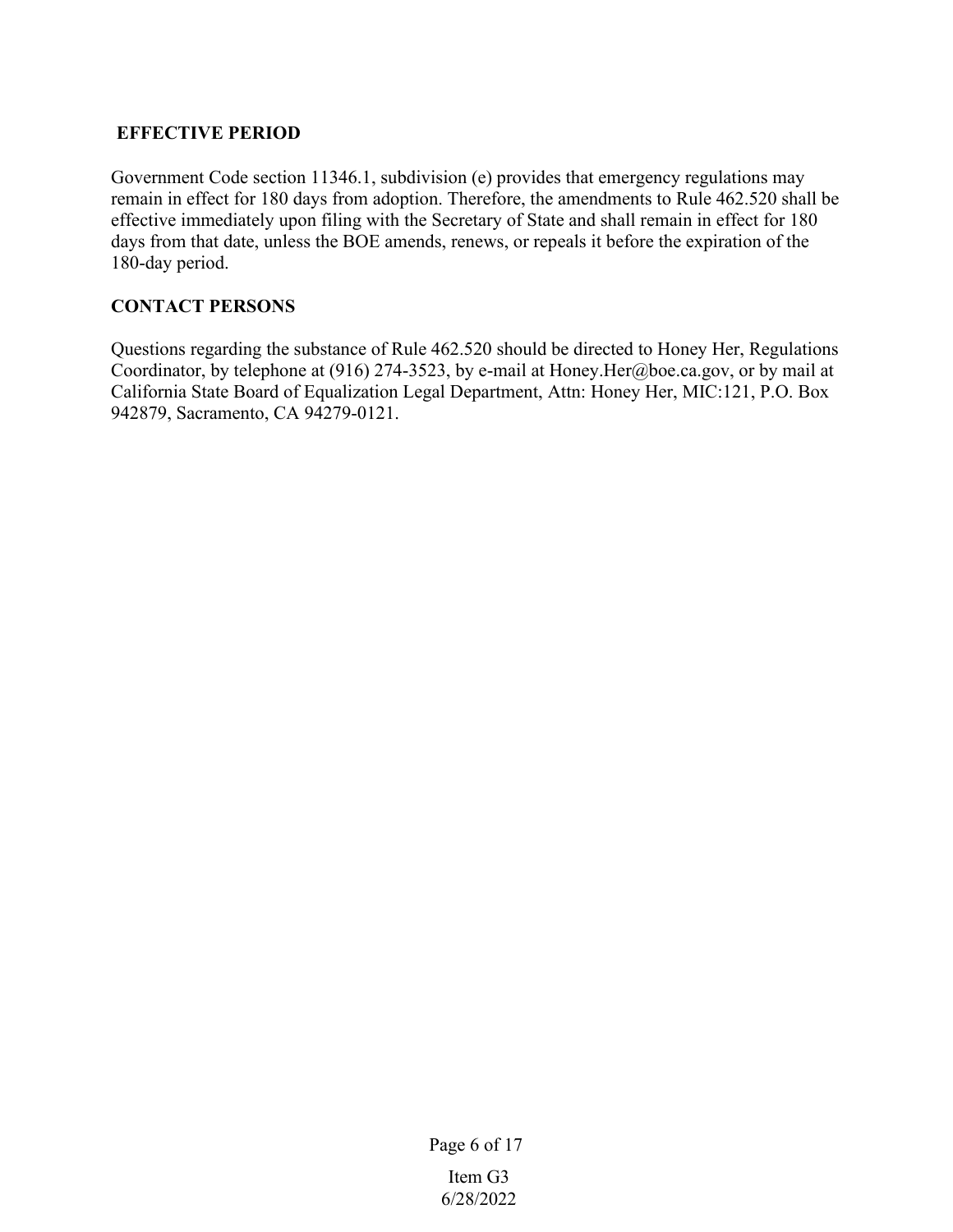## EFFECTIVE PERIOD

Government Code section 11346.1, subdivision (e) provides that emergency regulations may remain in effect for 180 days from adoption. Therefore, the amendments to Rule 462.520 shall be effective immediately upon filing with the Secretary of State and shall remain in effect for 180 days from that date, unless the BOE amends, renews, or repeals it before the expiration of the 180-day period.

## CONTACT PERSONS

Questions regarding the substance of Rule 462.520 should be directed to Honey Her, Regulations Coordinator, by telephone at (916) 274-3523, by e-mail at Honey.Her@boe.ca.gov, or by mail at California State Board of Equalization Legal Department, Attn: Honey Her, MIC:121, P.O. Box 942879, Sacramento, CA 94279-0121.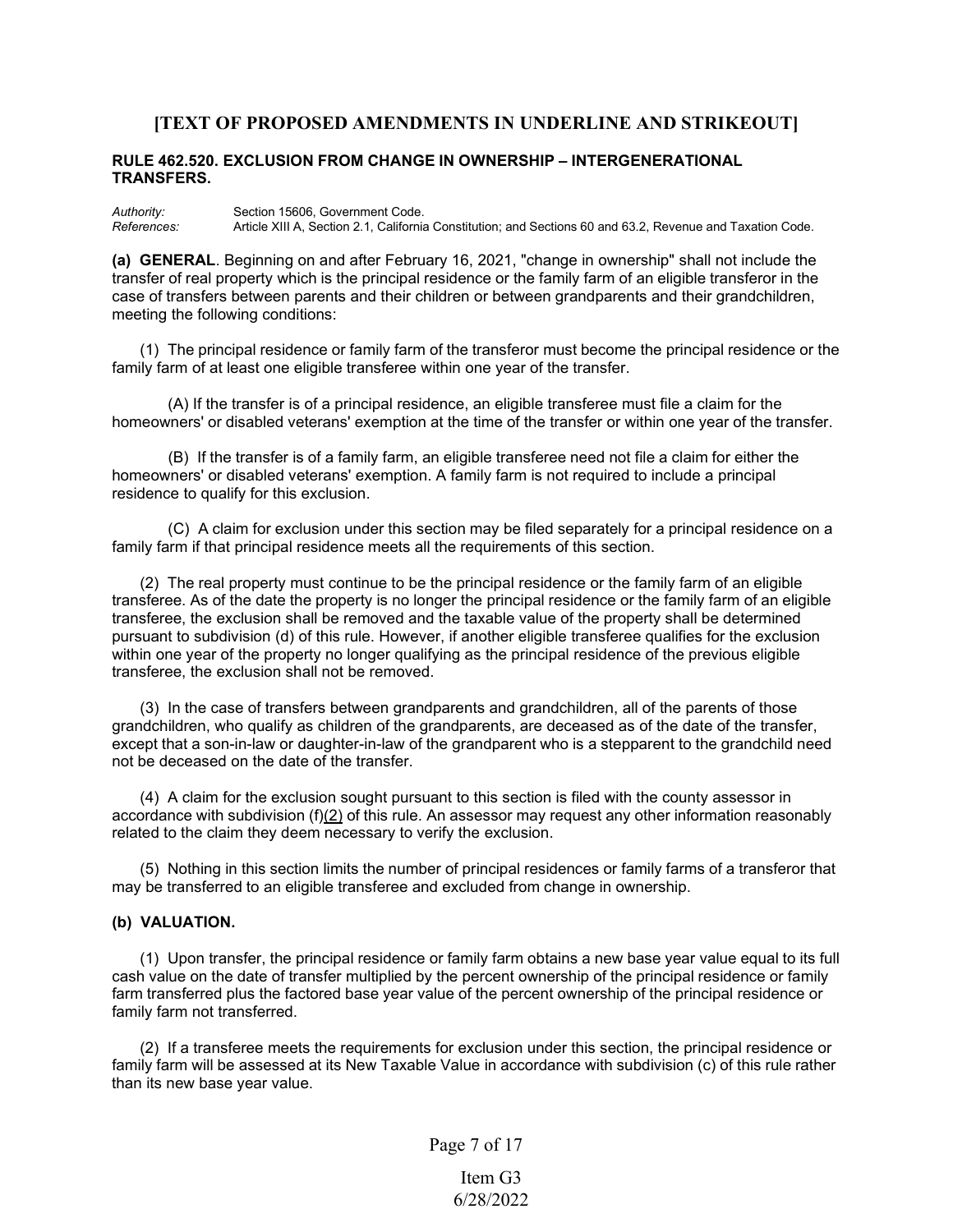## [TEXT OF PROPOSED AMENDMENTS IN UNDERLINE AND STRIKEOUT]

### RULE 462.520. EXCLUSION FROM CHANGE IN OWNERSHIP – INTERGENERATIONAL TRANSFERS.

*Authority:* Section 15606, Government Code.
*References:* Article XIII A, Section 2.1, California Constitution; and Sections 60 and 63.2, Revenue and Taxation Code.

**(a) GENERAL**. Beginning on and after February 16, 2021, "change in ownership" shall not include the transfer of real property which is the principal residence or the family farm of an eligible transferor in the case of transfers between parents and their children or between grandparents and their grandchildren, meeting the following conditions:

(1) The principal residence or family farm of the transferor must become the principal residence or the family farm of at least one eligible transferee within one year of the transfer.

(A) If the transfer is of a principal residence, an eligible transferee must file a claim for the homeowners' or disabled veterans' exemption at the time of the transfer or within one year of the transfer.

(B) If the transfer is of a family farm, an eligible transferee need not file a claim for either the homeowners' or disabled veterans' exemption. A family farm is not required to include a principal residence to qualify for this exclusion.

(C) A claim for exclusion under this section may be filed separately for a principal residence on a family farm if that principal residence meets all the requirements of this section.

(2) The real property must continue to be the principal residence or the family farm of an eligible transferee. As of the date the property is no longer the principal residence or the family farm of an eligible transferee, the exclusion shall be removed and the taxable value of the property shall be determined pursuant to subdivision (d) of this rule. However, if another eligible transferee qualifies for the exclusion within one year of the property no longer qualifying as the principal residence of the previous eligible transferee, the exclusion shall not be removed.

(3) In the case of transfers between grandparents and grandchildren, all of the parents of those grandchildren, who qualify as children of the grandparents, are deceased as of the date of the transfer, except that a son-in-law or daughter-in-law of the grandparent who is a stepparent to the grandchild need not be deceased on the date of the transfer.

(4) A claim for the exclusion sought pursuant to this section is filed with the county assessor in accordance with subdivision (f)(2) of this rule. An assessor may request any other information reasonably related to the claim they deem necessary to verify the exclusion.

(5) Nothing in this section limits the number of principal residences or family farms of a transferor that may be transferred to an eligible transferee and excluded from change in ownership.

**(b) VALUATION.**

(1) Upon transfer, the principal residence or family farm obtains a new base year value equal to its full cash value on the date of transfer multiplied by the percent ownership of the principal residence or family farm transferred plus the factored base year value of the percent ownership of the principal residence or family farm not transferred.

(2) If a transferee meets the requirements for exclusion under this section, the principal residence or family farm will be assessed at its New Taxable Value in accordance with subdivision (c) of this rule rather than its new base year value.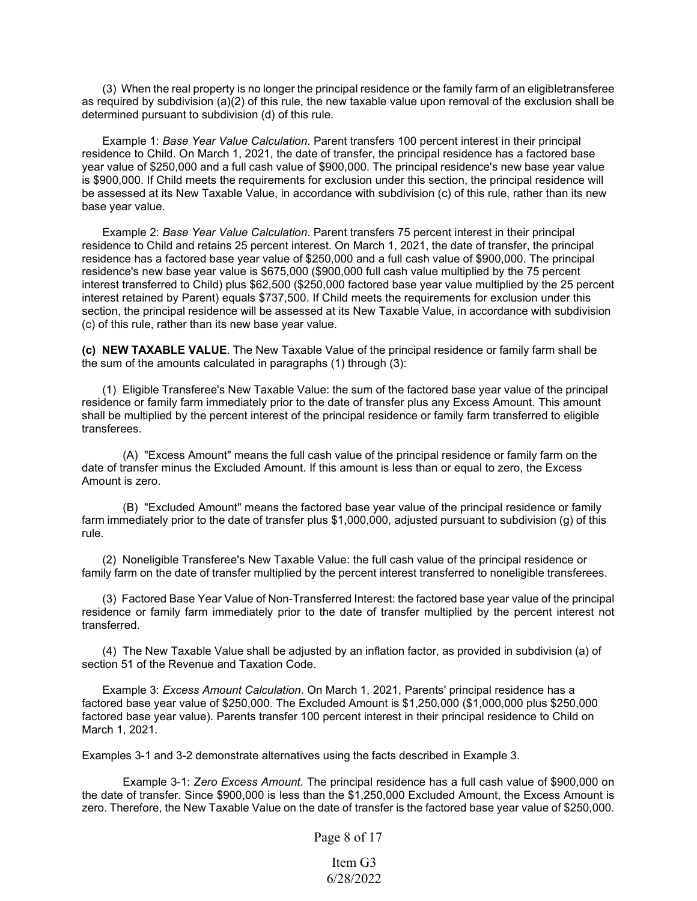(3) When the real property is no longer the principal residence or the family farm of an eligibletransferee as required by subdivision (a)(2) of this rule, the new taxable value upon removal of the exclusion shall be determined pursuant to subdivision (d) of this rule.

Example 1: *Base Year Value Calculation*. Parent transfers 100 percent interest in their principal residence to Child. On March 1, 2021, the date of transfer, the principal residence has a factored base year value of $250,000 and a full cash value of $900,000. The principal residence's new base year value is $900,000. If Child meets the requirements for exclusion under this section, the principal residence will be assessed at its New Taxable Value, in accordance with subdivision (c) of this rule, rather than its new base year value.

Example 2: *Base Year Value Calculation*. Parent transfers 75 percent interest in their principal residence to Child and retains 25 percent interest. On March 1, 2021, the date of transfer, the principal residence has a factored base year value of $250,000 and a full cash value of $900,000. The principal residence's new base year value is $675,000 ($900,000 full cash value multiplied by the 75 percent interest transferred to Child) plus $62,500 ($250,000 factored base year value multiplied by the 25 percent interest retained by Parent) equals $737,500. If Child meets the requirements for exclusion under this section, the principal residence will be assessed at its New Taxable Value, in accordance with subdivision (c) of this rule, rather than its new base year value.

**(c) NEW TAXABLE VALUE**. The New Taxable Value of the principal residence or family farm shall be the sum of the amounts calculated in paragraphs (1) through (3):

(1) Eligible Transferee's New Taxable Value: the sum of the factored base year value of the principal residence or family farm immediately prior to the date of transfer plus any Excess Amount. This amount shall be multiplied by the percent interest of the principal residence or family farm transferred to eligible transferees.

(A) "Excess Amount" means the full cash value of the principal residence or family farm on the date of transfer minus the Excluded Amount. If this amount is less than or equal to zero, the Excess Amount is zero.

(B) "Excluded Amount" means the factored base year value of the principal residence or family farm immediately prior to the date of transfer plus $1,000,000, adjusted pursuant to subdivision (g) of this rule.

(2) Noneligible Transferee's New Taxable Value: the full cash value of the principal residence or family farm on the date of transfer multiplied by the percent interest transferred to noneligible transferees.

(3) Factored Base Year Value of Non-Transferred Interest: the factored base year value of the principal residence or family farm immediately prior to the date of transfer multiplied by the percent interest not transferred.

(4) The New Taxable Value shall be adjusted by an inflation factor, as provided in subdivision (a) of section 51 of the Revenue and Taxation Code.

Example 3: *Excess Amount Calculation*. On March 1, 2021, Parents' principal residence has a factored base year value of $250,000. The Excluded Amount is $1,250,000 ($1,000,000 plus $250,000 factored base year value). Parents transfer 100 percent interest in their principal residence to Child on March 1, 2021.

Examples 3-1 and 3-2 demonstrate alternatives using the facts described in Example 3.

Example 3-1: *Zero Excess Amount*. The principal residence has a full cash value of $900,000 on the date of transfer. Since $900,000 is less than the $1,250,000 Excluded Amount, the Excess Amount is zero. Therefore, the New Taxable Value on the date of transfer is the factored base year value of $250,000.

Item G3
6/28/2022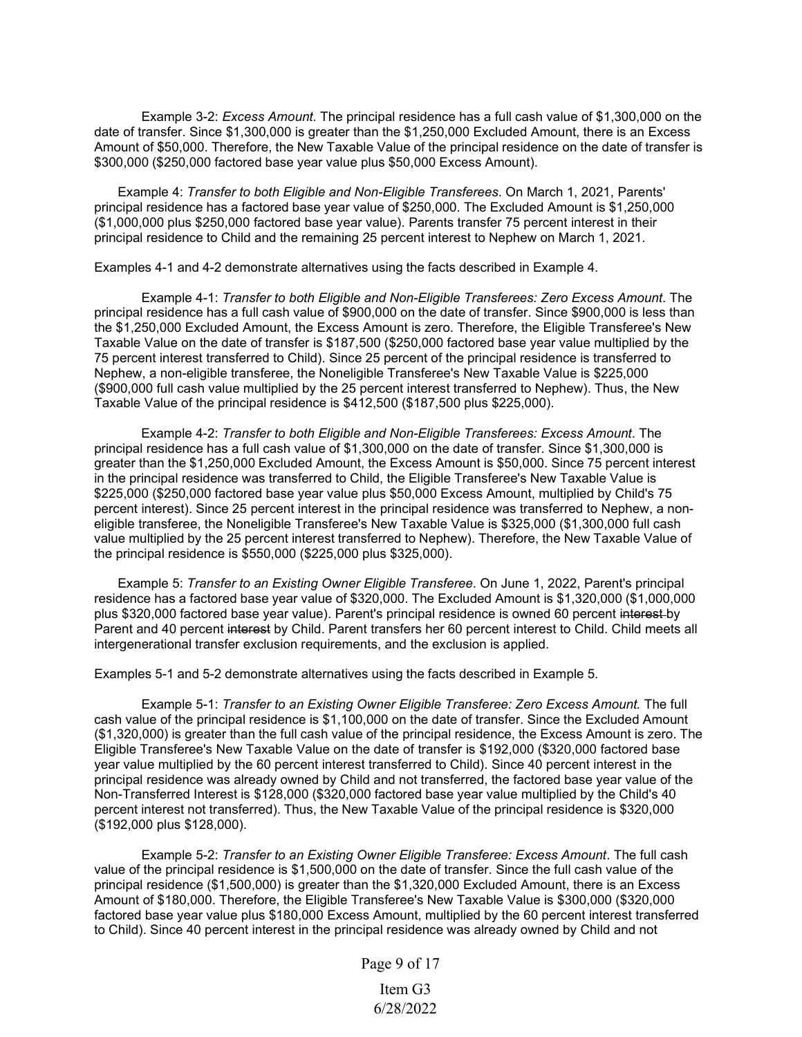Example 3-2: *Excess Amount*. The principal residence has a full cash value of $1,300,000 on the date of transfer. Since $1,300,000 is greater than the $1,250,000 Excluded Amount, there is an Excess Amount of $50,000. Therefore, the New Taxable Value of the principal residence on the date of transfer is $300,000 ($250,000 factored base year value plus $50,000 Excess Amount).

Example 4: *Transfer to both Eligible and Non-Eligible Transferees*. On March 1, 2021, Parents' principal residence has a factored base year value of $250,000. The Excluded Amount is $1,250,000 ($1,000,000 plus $250,000 factored base year value). Parents transfer 75 percent interest in their principal residence to Child and the remaining 25 percent interest to Nephew on March 1, 2021.

Examples 4-1 and 4-2 demonstrate alternatives using the facts described in Example 4.

Example 4-1: *Transfer to both Eligible and Non-Eligible Transferees: Zero Excess Amount*. The principal residence has a full cash value of $900,000 on the date of transfer. Since $900,000 is less than the $1,250,000 Excluded Amount, the Excess Amount is zero. Therefore, the Eligible Transferee's New Taxable Value on the date of transfer is $187,500 ($250,000 factored base year value multiplied by the 75 percent interest transferred to Child). Since 25 percent of the principal residence is transferred to Nephew, a non-eligible transferee, the Noneligible Transferee's New Taxable Value is $225,000 ($900,000 full cash value multiplied by the 25 percent interest transferred to Nephew). Thus, the New Taxable Value of the principal residence is $412,500 ($187,500 plus $225,000).

Example 4-2: *Transfer to both Eligible and Non-Eligible Transferees: Excess Amount*. The principal residence has a full cash value of $1,300,000 on the date of transfer. Since $1,300,000 is greater than the $1,250,000 Excluded Amount, the Excess Amount is $50,000. Since 75 percent interest in the principal residence was transferred to Child, the Eligible Transferee's New Taxable Value is $225,000 ($250,000 factored base year value plus $50,000 Excess Amount, multiplied by Child's 75 percent interest). Since 25 percent interest in the principal residence was transferred to Nephew, a non-eligible transferee, the Noneligible Transferee's New Taxable Value is $325,000 ($1,300,000 full cash value multiplied by the 25 percent interest transferred to Nephew). Therefore, the New Taxable Value of the principal residence is $550,000 ($225,000 plus $325,000).

Example 5: *Transfer to an Existing Owner Eligible Transferee*. On June 1, 2022, Parent's principal residence has a factored base year value of $320,000. The Excluded Amount is $1,320,000 ($1,000,000 plus $320,000 factored base year value). Parent's principal residence is owned 60 percent ~~interest~~ by Parent and 40 percent ~~interest~~ by Child. Parent transfers her 60 percent interest to Child. Child meets all intergenerational transfer exclusion requirements, and the exclusion is applied.

Examples 5-1 and 5-2 demonstrate alternatives using the facts described in Example 5.

Example 5-1: *Transfer to an Existing Owner Eligible Transferee: Zero Excess Amount.* The full cash value of the principal residence is $1,100,000 on the date of transfer. Since the Excluded Amount ($1,320,000) is greater than the full cash value of the principal residence, the Excess Amount is zero. The Eligible Transferee's New Taxable Value on the date of transfer is $192,000 ($320,000 factored base year value multiplied by the 60 percent interest transferred to Child). Since 40 percent interest in the principal residence was already owned by Child and not transferred, the factored base year value of the Non-Transferred Interest is $128,000 ($320,000 factored base year value multiplied by the Child's 40 percent interest not transferred). Thus, the New Taxable Value of the principal residence is $320,000 ($192,000 plus $128,000).

Example 5-2: *Transfer to an Existing Owner Eligible Transferee: Excess Amount*. The full cash value of the principal residence is $1,500,000 on the date of transfer. Since the full cash value of the principal residence ($1,500,000) is greater than the $1,320,000 Excluded Amount, there is an Excess Amount of $180,000. Therefore, the Eligible Transferee's New Taxable Value is $300,000 ($320,000 factored base year value plus $180,000 Excess Amount, multiplied by the 60 percent interest transferred to Child). Since 40 percent interest in the principal residence was already owned by Child and not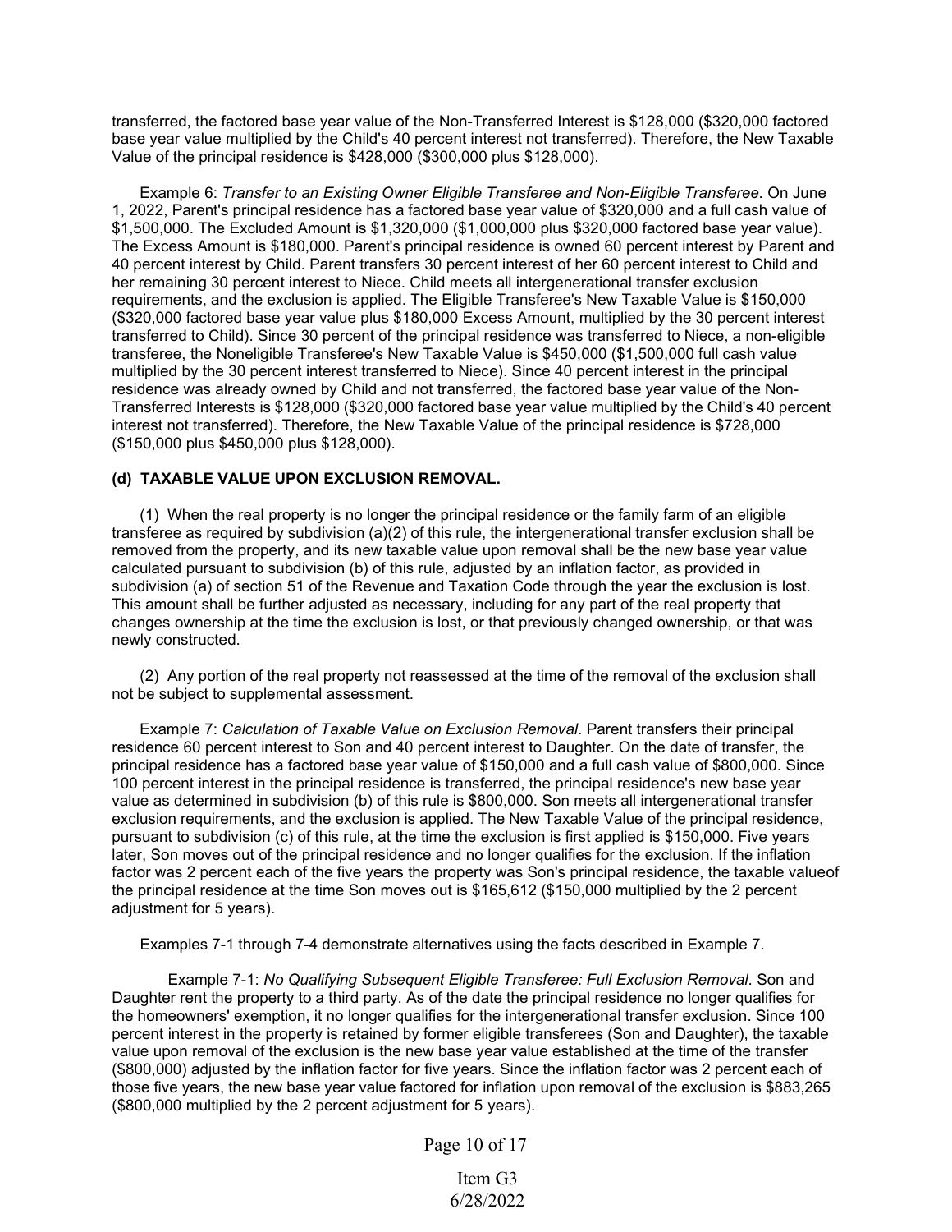transferred, the factored base year value of the Non-Transferred Interest is $128,000 ($320,000 factored base year value multiplied by the Child's 40 percent interest not transferred). Therefore, the New Taxable Value of the principal residence is $428,000 ($300,000 plus $128,000).

Example 6: *Transfer to an Existing Owner Eligible Transferee and Non-Eligible Transferee*. On June 1, 2022, Parent's principal residence has a factored base year value of $320,000 and a full cash value of $1,500,000. The Excluded Amount is $1,320,000 ($1,000,000 plus $320,000 factored base year value). The Excess Amount is $180,000. Parent's principal residence is owned 60 percent interest by Parent and 40 percent interest by Child. Parent transfers 30 percent interest of her 60 percent interest to Child and her remaining 30 percent interest to Niece. Child meets all intergenerational transfer exclusion requirements, and the exclusion is applied. The Eligible Transferee's New Taxable Value is $150,000 ($320,000 factored base year value plus $180,000 Excess Amount, multiplied by the 30 percent interest transferred to Child). Since 30 percent of the principal residence was transferred to Niece, a non-eligible transferee, the Noneligible Transferee's New Taxable Value is $450,000 ($1,500,000 full cash value multiplied by the 30 percent interest transferred to Niece). Since 40 percent interest in the principal residence was already owned by Child and not transferred, the factored base year value of the Non-Transferred Interests is $128,000 ($320,000 factored base year value multiplied by the Child's 40 percent interest not transferred). Therefore, the New Taxable Value of the principal residence is $728,000 ($150,000 plus $450,000 plus $128,000).

**(d) TAXABLE VALUE UPON EXCLUSION REMOVAL.**

(1) When the real property is no longer the principal residence or the family farm of an eligible transferee as required by subdivision (a)(2) of this rule, the intergenerational transfer exclusion shall be removed from the property, and its new taxable value upon removal shall be the new base year value calculated pursuant to subdivision (b) of this rule, adjusted by an inflation factor, as provided in subdivision (a) of section 51 of the Revenue and Taxation Code through the year the exclusion is lost. This amount shall be further adjusted as necessary, including for any part of the real property that changes ownership at the time the exclusion is lost, or that previously changed ownership, or that was newly constructed.

(2) Any portion of the real property not reassessed at the time of the removal of the exclusion shall not be subject to supplemental assessment.

Example 7: *Calculation of Taxable Value on Exclusion Removal*. Parent transfers their principal residence 60 percent interest to Son and 40 percent interest to Daughter. On the date of transfer, the principal residence has a factored base year value of $150,000 and a full cash value of $800,000. Since 100 percent interest in the principal residence is transferred, the principal residence's new base year value as determined in subdivision (b) of this rule is $800,000. Son meets all intergenerational transfer exclusion requirements, and the exclusion is applied. The New Taxable Value of the principal residence, pursuant to subdivision (c) of this rule, at the time the exclusion is first applied is $150,000. Five years later, Son moves out of the principal residence and no longer qualifies for the exclusion. If the inflation factor was 2 percent each of the five years the property was Son's principal residence, the taxable valueof the principal residence at the time Son moves out is $165,612 ($150,000 multiplied by the 2 percent adjustment for 5 years).

Examples 7-1 through 7-4 demonstrate alternatives using the facts described in Example 7.

Example 7-1: *No Qualifying Subsequent Eligible Transferee: Full Exclusion Removal*. Son and Daughter rent the property to a third party. As of the date the principal residence no longer qualifies for the homeowners' exemption, it no longer qualifies for the intergenerational transfer exclusion. Since 100 percent interest in the property is retained by former eligible transferees (Son and Daughter), the taxable value upon removal of the exclusion is the new base year value established at the time of the transfer ($800,000) adjusted by the inflation factor for five years. Since the inflation factor was 2 percent each of those five years, the new base year value factored for inflation upon removal of the exclusion is $883,265 ($800,000 multiplied by the 2 percent adjustment for 5 years).

Item G3
6/28/2022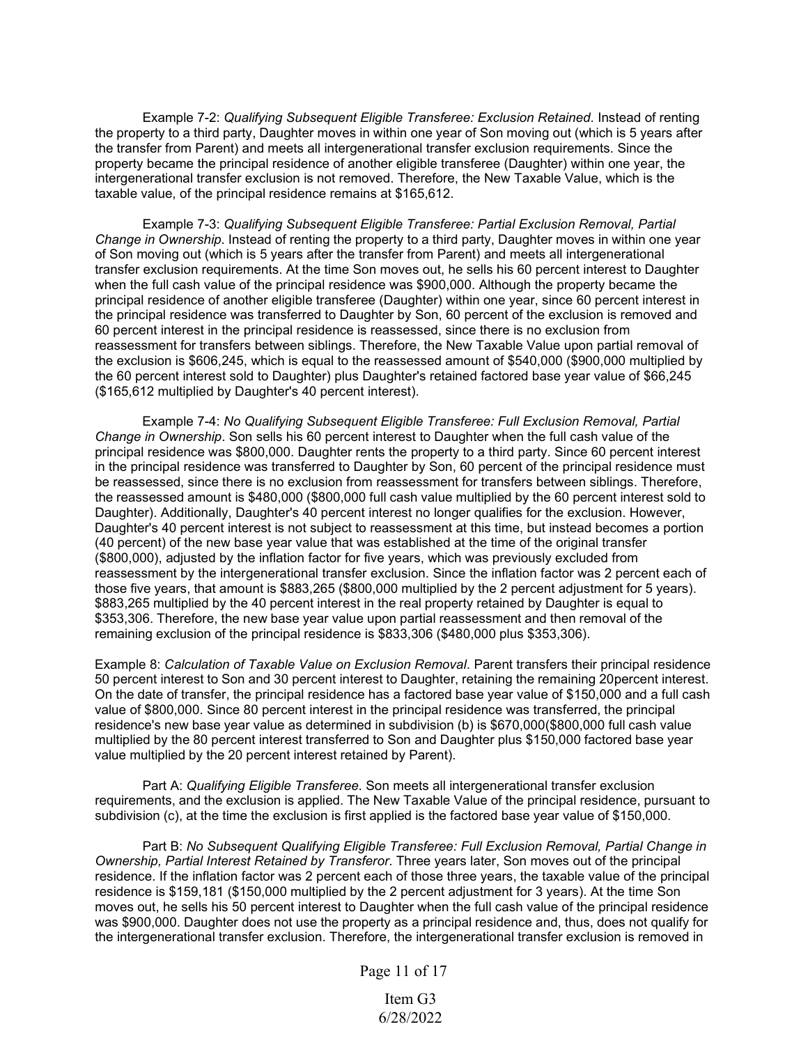Example 7-2: *Qualifying Subsequent Eligible Transferee: Exclusion Retained*. Instead of renting the property to a third party, Daughter moves in within one year of Son moving out (which is 5 years after the transfer from Parent) and meets all intergenerational transfer exclusion requirements. Since the property became the principal residence of another eligible transferee (Daughter) within one year, the intergenerational transfer exclusion is not removed. Therefore, the New Taxable Value, which is the taxable value, of the principal residence remains at $165,612.

Example 7-3: *Qualifying Subsequent Eligible Transferee: Partial Exclusion Removal, Partial Change in Ownership*. Instead of renting the property to a third party, Daughter moves in within one year of Son moving out (which is 5 years after the transfer from Parent) and meets all intergenerational transfer exclusion requirements. At the time Son moves out, he sells his 60 percent interest to Daughter when the full cash value of the principal residence was $900,000. Although the property became the principal residence of another eligible transferee (Daughter) within one year, since 60 percent interest in the principal residence was transferred to Daughter by Son, 60 percent of the exclusion is removed and 60 percent interest in the principal residence is reassessed, since there is no exclusion from reassessment for transfers between siblings. Therefore, the New Taxable Value upon partial removal of the exclusion is $606,245, which is equal to the reassessed amount of $540,000 ($900,000 multiplied by the 60 percent interest sold to Daughter) plus Daughter's retained factored base year value of $66,245 ($165,612 multiplied by Daughter's 40 percent interest).

Example 7-4: *No Qualifying Subsequent Eligible Transferee: Full Exclusion Removal, Partial Change in Ownership*. Son sells his 60 percent interest to Daughter when the full cash value of the principal residence was $800,000. Daughter rents the property to a third party. Since 60 percent interest in the principal residence was transferred to Daughter by Son, 60 percent of the principal residence must be reassessed, since there is no exclusion from reassessment for transfers between siblings. Therefore, the reassessed amount is $480,000 ($800,000 full cash value multiplied by the 60 percent interest sold to Daughter). Additionally, Daughter's 40 percent interest no longer qualifies for the exclusion. However, Daughter's 40 percent interest is not subject to reassessment at this time, but instead becomes a portion (40 percent) of the new base year value that was established at the time of the original transfer ($800,000), adjusted by the inflation factor for five years, which was previously excluded from reassessment by the intergenerational transfer exclusion. Since the inflation factor was 2 percent each of those five years, that amount is $883,265 ($800,000 multiplied by the 2 percent adjustment for 5 years). $883,265 multiplied by the 40 percent interest in the real property retained by Daughter is equal to $353,306. Therefore, the new base year value upon partial reassessment and then removal of the remaining exclusion of the principal residence is $833,306 ($480,000 plus $353,306).

Example 8: *Calculation of Taxable Value on Exclusion Removal*. Parent transfers their principal residence 50 percent interest to Son and 30 percent interest to Daughter, retaining the remaining 20percent interest. On the date of transfer, the principal residence has a factored base year value of $150,000 and a full cash value of $800,000. Since 80 percent interest in the principal residence was transferred, the principal residence's new base year value as determined in subdivision (b) is $670,000($800,000 full cash value multiplied by the 80 percent interest transferred to Son and Daughter plus $150,000 factored base year value multiplied by the 20 percent interest retained by Parent).

Part A: *Qualifying Eligible Transferee*. Son meets all intergenerational transfer exclusion requirements, and the exclusion is applied. The New Taxable Value of the principal residence, pursuant to subdivision (c), at the time the exclusion is first applied is the factored base year value of $150,000.

Part B: *No Subsequent Qualifying Eligible Transferee: Full Exclusion Removal, Partial Change in Ownership, Partial Interest Retained by Transferor*. Three years later, Son moves out of the principal residence. If the inflation factor was 2 percent each of those three years, the taxable value of the principal residence is $159,181 ($150,000 multiplied by the 2 percent adjustment for 3 years). At the time Son moves out, he sells his 50 percent interest to Daughter when the full cash value of the principal residence was $900,000. Daughter does not use the property as a principal residence and, thus, does not qualify for the intergenerational transfer exclusion. Therefore, the intergenerational transfer exclusion is removed in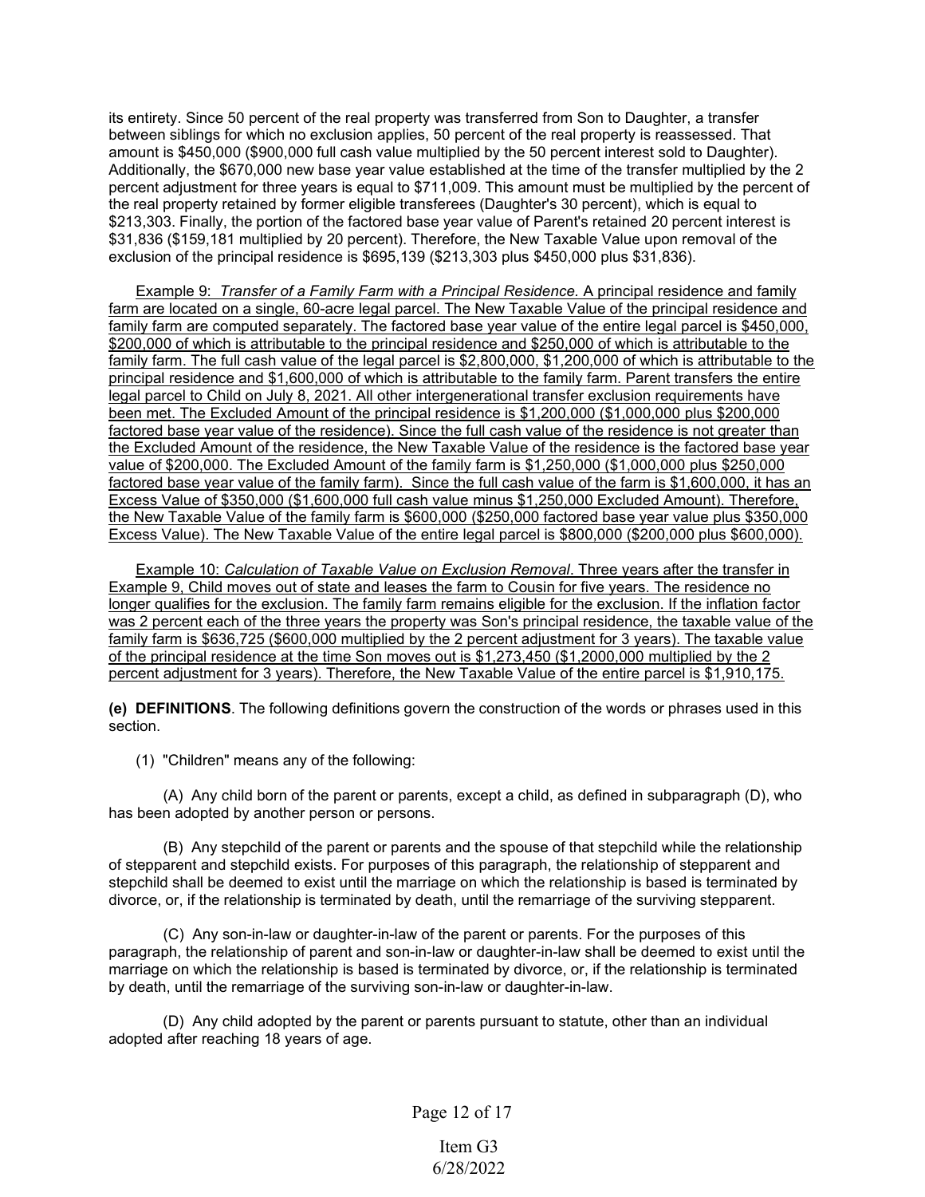its entirety. Since 50 percent of the real property was transferred from Son to Daughter, a transfer between siblings for which no exclusion applies, 50 percent of the real property is reassessed. That amount is $450,000 ($900,000 full cash value multiplied by the 50 percent interest sold to Daughter). Additionally, the $670,000 new base year value established at the time of the transfer multiplied by the 2 percent adjustment for three years is equal to $711,009. This amount must be multiplied by the percent of the real property retained by former eligible transferees (Daughter's 30 percent), which is equal to $213,303. Finally, the portion of the factored base year value of Parent's retained 20 percent interest is $31,836 ($159,181 multiplied by 20 percent). Therefore, the New Taxable Value upon removal of the exclusion of the principal residence is $695,139 ($213,303 plus $450,000 plus $31,836).

<u>Example 9: *Transfer of a Family Farm with a Principal Residence*. A principal residence and family farm are located on a single, 60-acre legal parcel. The New Taxable Value of the principal residence and family farm are computed separately. The factored base year value of the entire legal parcel is $450,000, $200,000 of which is attributable to the principal residence and $250,000 of which is attributable to the family farm. The full cash value of the legal parcel is $2,800,000, $1,200,000 of which is attributable to the principal residence and $1,600,000 of which is attributable to the family farm. Parent transfers the entire legal parcel to Child on July 8, 2021. All other intergenerational transfer exclusion requirements have been met. The Excluded Amount of the principal residence is $1,200,000 ($1,000,000 plus $200,000 factored base year value of the residence). Since the full cash value of the residence is not greater than the Excluded Amount of the residence, the New Taxable Value of the residence is the factored base year value of $200,000. The Excluded Amount of the family farm is $1,250,000 ($1,000,000 plus $250,000 factored base year value of the family farm). Since the full cash value of the farm is $1,600,000, it has an Excess Value of $350,000 ($1,600,000 full cash value minus $1,250,000 Excluded Amount). Therefore, the New Taxable Value of the family farm is $600,000 ($250,000 factored base year value plus $350,000 Excess Value). The New Taxable Value of the entire legal parcel is $800,000 ($200,000 plus $600,000).</u>

<u>Example 10: *Calculation of Taxable Value on Exclusion Removal*. Three years after the transfer in Example 9, Child moves out of state and leases the farm to Cousin for five years. The residence no longer qualifies for the exclusion. The family farm remains eligible for the exclusion. If the inflation factor was 2 percent each of the three years the property was Son's principal residence, the taxable value of the family farm is $636,725 ($600,000 multiplied by the 2 percent adjustment for 3 years). The taxable value of the principal residence at the time Son moves out is $1,273,450 ($1,2000,000 multiplied by the 2 percent adjustment for 3 years). Therefore, the New Taxable Value of the entire parcel is $1,910,175.</u>

**(e) DEFINITIONS**. The following definitions govern the construction of the words or phrases used in this section.

(1) "Children" means any of the following:

(A) Any child born of the parent or parents, except a child, as defined in subparagraph (D), who has been adopted by another person or persons.

(B) Any stepchild of the parent or parents and the spouse of that stepchild while the relationship of stepparent and stepchild exists. For purposes of this paragraph, the relationship of stepparent and stepchild shall be deemed to exist until the marriage on which the relationship is based is terminated by divorce, or, if the relationship is terminated by death, until the remarriage of the surviving stepparent.

(C) Any son-in-law or daughter-in-law of the parent or parents. For the purposes of this paragraph, the relationship of parent and son-in-law or daughter-in-law shall be deemed to exist until the marriage on which the relationship is based is terminated by divorce, or, if the relationship is terminated by death, until the remarriage of the surviving son-in-law or daughter-in-law.

(D) Any child adopted by the parent or parents pursuant to statute, other than an individual adopted after reaching 18 years of age.

Item G3
6/28/2022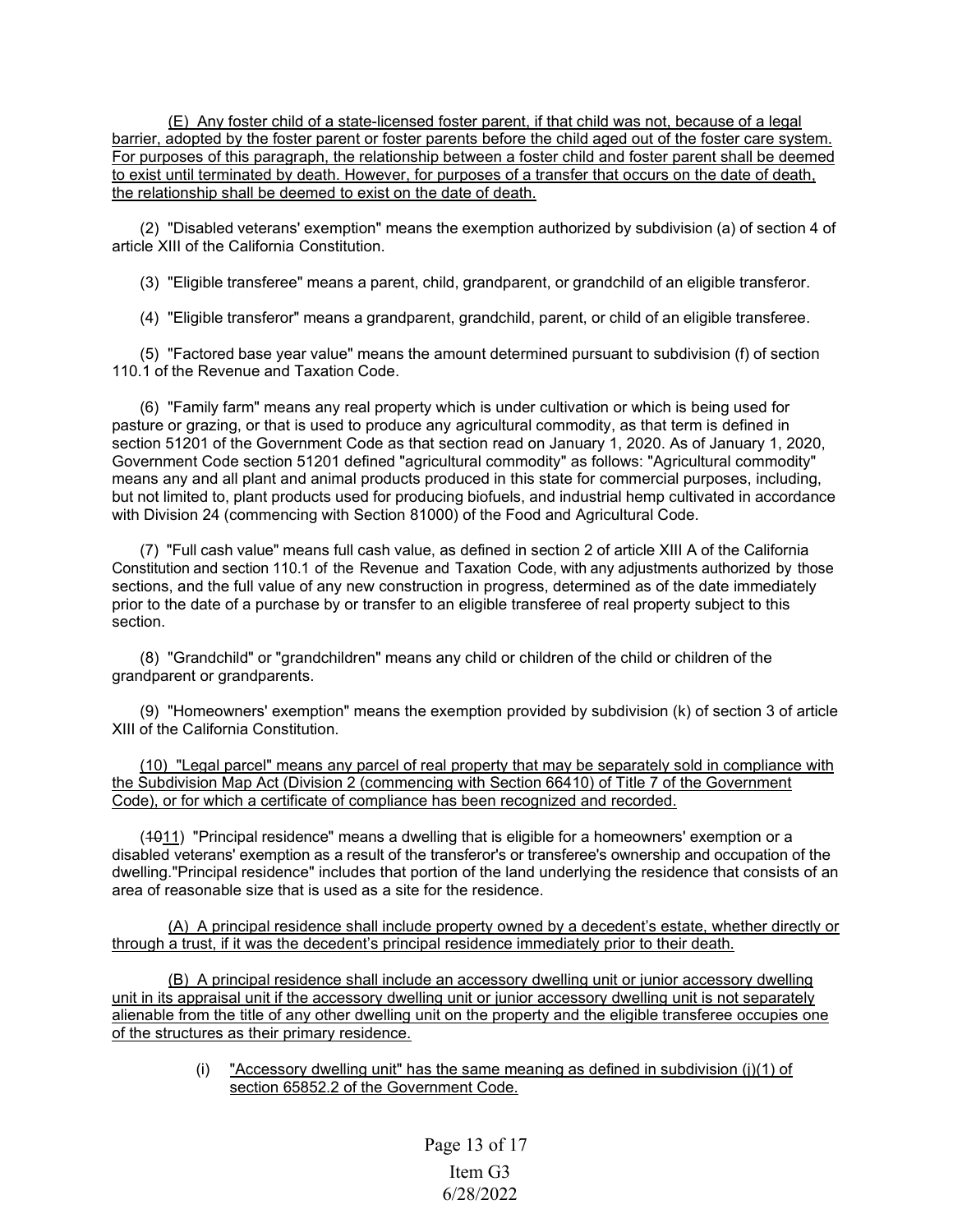(E) Any foster child of a state-licensed foster parent, if that child was not, because of a legal barrier, adopted by the foster parent or foster parents before the child aged out of the foster care system. For purposes of this paragraph, the relationship between a foster child and foster parent shall be deemed to exist until terminated by death. However, for purposes of a transfer that occurs on the date of death, the relationship shall be deemed to exist on the date of death.

(2) "Disabled veterans' exemption" means the exemption authorized by subdivision (a) of section 4 of article XIII of the California Constitution.

(3) "Eligible transferee" means a parent, child, grandparent, or grandchild of an eligible transferor.

(4) "Eligible transferor" means a grandparent, grandchild, parent, or child of an eligible transferee.

(5) "Factored base year value" means the amount determined pursuant to subdivision (f) of section 110.1 of the Revenue and Taxation Code.

(6) "Family farm" means any real property which is under cultivation or which is being used for pasture or grazing, or that is used to produce any agricultural commodity, as that term is defined in section 51201 of the Government Code as that section read on January 1, 2020. As of January 1, 2020, Government Code section 51201 defined "agricultural commodity" as follows: "Agricultural commodity" means any and all plant and animal products produced in this state for commercial purposes, including, but not limited to, plant products used for producing biofuels, and industrial hemp cultivated in accordance with Division 24 (commencing with Section 81000) of the Food and Agricultural Code.

(7) "Full cash value" means full cash value, as defined in section 2 of article XIII A of the California Constitution and section 110.1 of the Revenue and Taxation Code, with any adjustments authorized by those sections, and the full value of any new construction in progress, determined as of the date immediately prior to the date of a purchase by or transfer to an eligible transferee of real property subject to this section.

(8) "Grandchild" or "grandchildren" means any child or children of the child or children of the grandparent or grandparents.

(9) "Homeowners' exemption" means the exemption provided by subdivision (k) of section 3 of article XIII of the California Constitution.

(10) "Legal parcel" means any parcel of real property that may be separately sold in compliance with the Subdivision Map Act (Division 2 (commencing with Section 66410) of Title 7 of the Government Code), or for which a certificate of compliance has been recognized and recorded.

(~~10~~11) "Principal residence" means a dwelling that is eligible for a homeowners' exemption or a disabled veterans' exemption as a result of the transferor's or transferee's ownership and occupation of the dwelling."Principal residence" includes that portion of the land underlying the residence that consists of an area of reasonable size that is used as a site for the residence.

(A) A principal residence shall include property owned by a decedent's estate, whether directly or through a trust, if it was the decedent's principal residence immediately prior to their death.

(B) A principal residence shall include an accessory dwelling unit or junior accessory dwelling unit in its appraisal unit if the accessory dwelling unit or junior accessory dwelling unit is not separately alienable from the title of any other dwelling unit on the property and the eligible transferee occupies one of the structures as their primary residence.

(i) "Accessory dwelling unit" has the same meaning as defined in subdivision (j)(1) of section 65852.2 of the Government Code.

Item G3
6/28/2022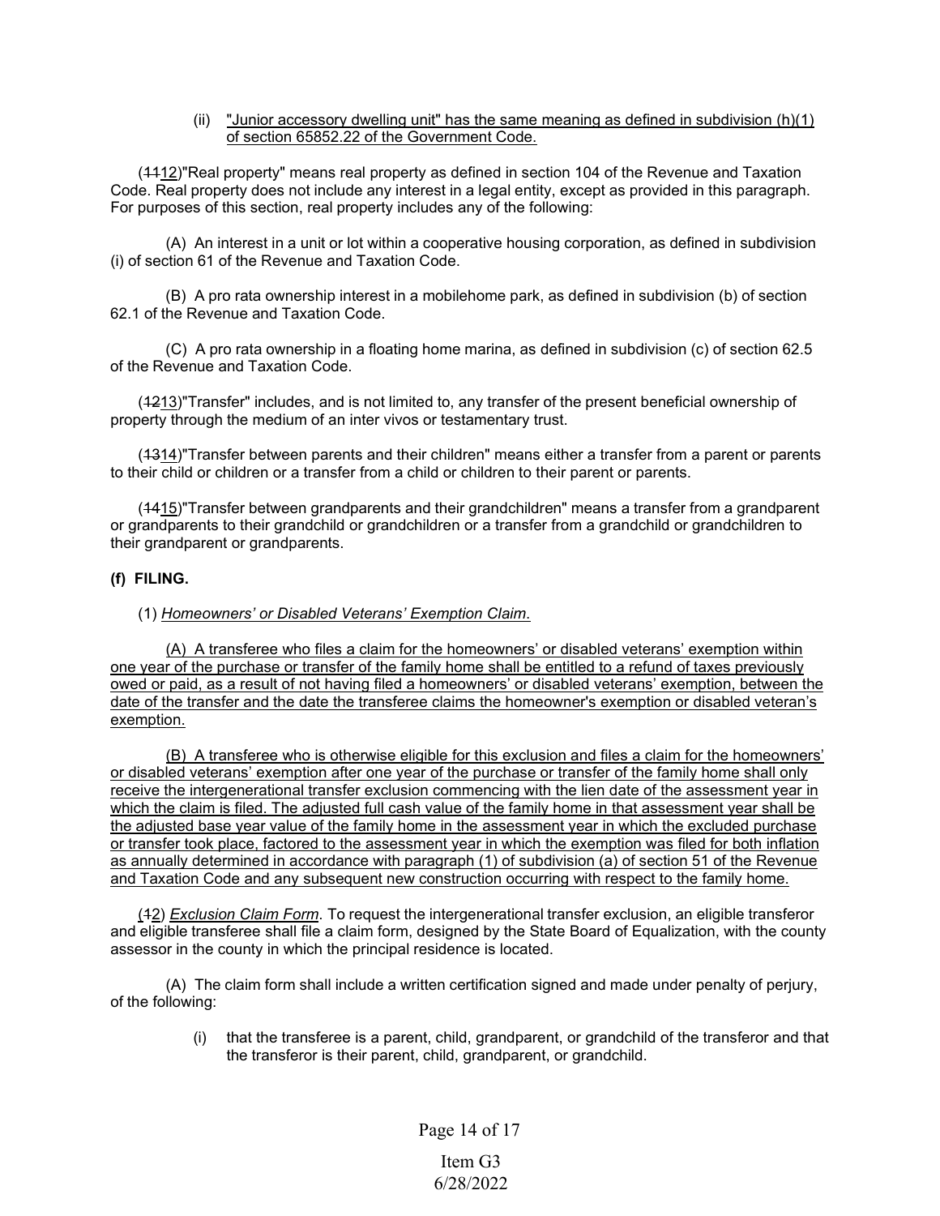(ii) "Junior accessory dwelling unit" has the same meaning as defined in subdivision (h)(1) of section 65852.22 of the Government Code.

(~~11~~12)"Real property" means real property as defined in section 104 of the Revenue and Taxation Code. Real property does not include any interest in a legal entity, except as provided in this paragraph. For purposes of this section, real property includes any of the following:

(A) An interest in a unit or lot within a cooperative housing corporation, as defined in subdivision (i) of section 61 of the Revenue and Taxation Code.

(B) A pro rata ownership interest in a mobilehome park, as defined in subdivision (b) of section 62.1 of the Revenue and Taxation Code.

(C) A pro rata ownership in a floating home marina, as defined in subdivision (c) of section 62.5 of the Revenue and Taxation Code.

(~~12~~13)"Transfer" includes, and is not limited to, any transfer of the present beneficial ownership of property through the medium of an inter vivos or testamentary trust.

(~~13~~14)"Transfer between parents and their children" means either a transfer from a parent or parents to their child or children or a transfer from a child or children to their parent or parents.

(~~14~~15)"Transfer between grandparents and their grandchildren" means a transfer from a grandparent or grandparents to their grandchild or grandchildren or a transfer from a grandchild or grandchildren to their grandparent or grandparents.

**(f) FILING.**

(1) *Homeowners' or Disabled Veterans' Exemption Claim*.

(A) A transferee who files a claim for the homeowners' or disabled veterans' exemption within one year of the purchase or transfer of the family home shall be entitled to a refund of taxes previously owed or paid, as a result of not having filed a homeowners' or disabled veterans' exemption, between the date of the transfer and the date the transferee claims the homeowner's exemption or disabled veteran's exemption.

(B) A transferee who is otherwise eligible for this exclusion and files a claim for the homeowners' or disabled veterans' exemption after one year of the purchase or transfer of the family home shall only receive the intergenerational transfer exclusion commencing with the lien date of the assessment year in which the claim is filed. The adjusted full cash value of the family home in that assessment year shall be the adjusted base year value of the family home in the assessment year in which the excluded purchase or transfer took place, factored to the assessment year in which the exemption was filed for both inflation as annually determined in accordance with paragraph (1) of subdivision (a) of section 51 of the Revenue and Taxation Code and any subsequent new construction occurring with respect to the family home.

(~~1~~2) *Exclusion Claim Form*. To request the intergenerational transfer exclusion, an eligible transferor and eligible transferee shall file a claim form, designed by the State Board of Equalization, with the county assessor in the county in which the principal residence is located.

(A) The claim form shall include a written certification signed and made under penalty of perjury, of the following:

(i) that the transferee is a parent, child, grandparent, or grandchild of the transferor and that the transferor is their parent, child, grandparent, or grandchild.

Item G3
6/28/2022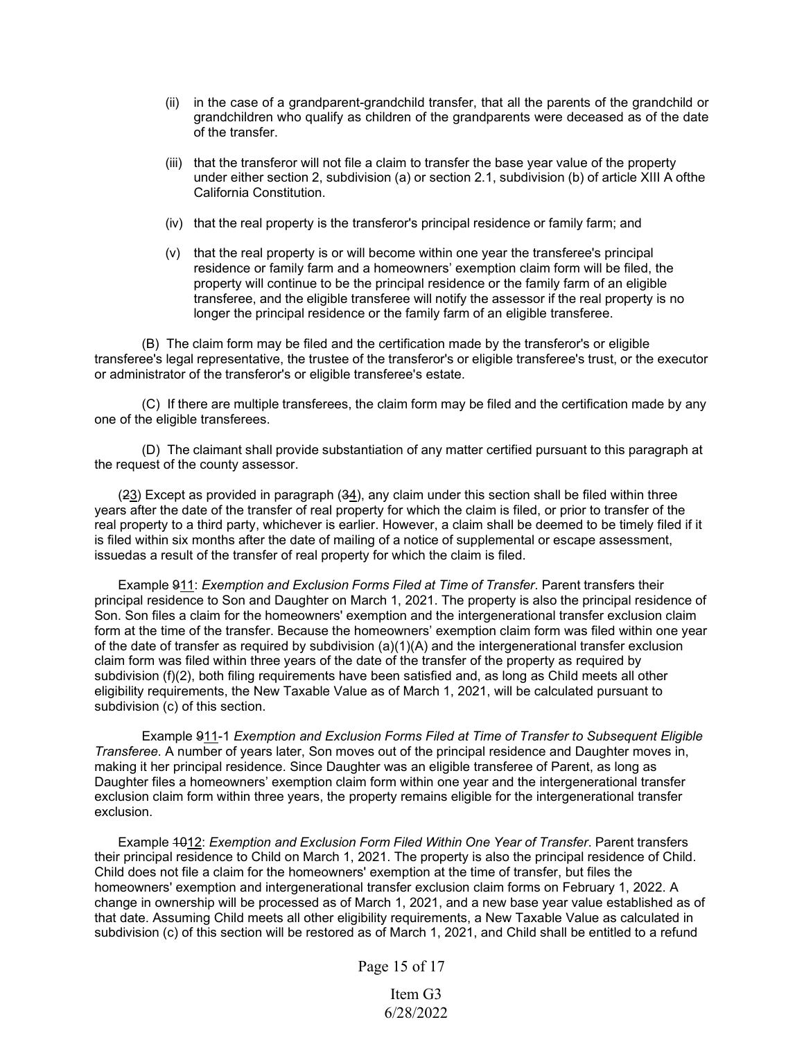(ii) in the case of a grandparent-grandchild transfer, that all the parents of the grandchild or grandchildren who qualify as children of the grandparents were deceased as of the date of the transfer.

(iii) that the transferor will not file a claim to transfer the base year value of the property under either section 2, subdivision (a) or section 2.1, subdivision (b) of article XIII A ofthe California Constitution.

(iv) that the real property is the transferor's principal residence or family farm; and

(v) that the real property is or will become within one year the transferee's principal residence or family farm and a homeowners' exemption claim form will be filed, the property will continue to be the principal residence or the family farm of an eligible transferee, and the eligible transferee will notify the assessor if the real property is no longer the principal residence or the family farm of an eligible transferee.

(B) The claim form may be filed and the certification made by the transferor's or eligible transferee's legal representative, the trustee of the transferor's or eligible transferee's trust, or the executor or administrator of the transferor's or eligible transferee's estate.

(C) If there are multiple transferees, the claim form may be filed and the certification made by any one of the eligible transferees.

(D) The claimant shall provide substantiation of any matter certified pursuant to this paragraph at the request of the county assessor.

(~~2~~3) Except as provided in paragraph (~~3~~4), any claim under this section shall be filed within three years after the date of the transfer of real property for which the claim is filed, or prior to transfer of the real property to a third party, whichever is earlier. However, a claim shall be deemed to be timely filed if it is filed within six months after the date of mailing of a notice of supplemental or escape assessment, issuedas a result of the transfer of real property for which the claim is filed.

Example ~~9~~11: *Exemption and Exclusion Forms Filed at Time of Transfer*. Parent transfers their principal residence to Son and Daughter on March 1, 2021. The property is also the principal residence of Son. Son files a claim for the homeowners' exemption and the intergenerational transfer exclusion claim form at the time of the transfer. Because the homeowners' exemption claim form was filed within one year of the date of transfer as required by subdivision (a)(1)(A) and the intergenerational transfer exclusion claim form was filed within three years of the date of the transfer of the property as required by subdivision (f)(2), both filing requirements have been satisfied and, as long as Child meets all other eligibility requirements, the New Taxable Value as of March 1, 2021, will be calculated pursuant to subdivision (c) of this section.

Example ~~9~~11-1 *Exemption and Exclusion Forms Filed at Time of Transfer to Subsequent Eligible Transferee*. A number of years later, Son moves out of the principal residence and Daughter moves in, making it her principal residence. Since Daughter was an eligible transferee of Parent, as long as Daughter files a homeowners' exemption claim form within one year and the intergenerational transfer exclusion claim form within three years, the property remains eligible for the intergenerational transfer exclusion.

Example ~~10~~12: *Exemption and Exclusion Form Filed Within One Year of Transfer*. Parent transfers their principal residence to Child on March 1, 2021. The property is also the principal residence of Child. Child does not file a claim for the homeowners' exemption at the time of transfer, but files the homeowners' exemption and intergenerational transfer exclusion claim forms on February 1, 2022. A change in ownership will be processed as of March 1, 2021, and a new base year value established as of that date. Assuming Child meets all other eligibility requirements, a New Taxable Value as calculated in subdivision (c) of this section will be restored as of March 1, 2021, and Child shall be entitled to a refund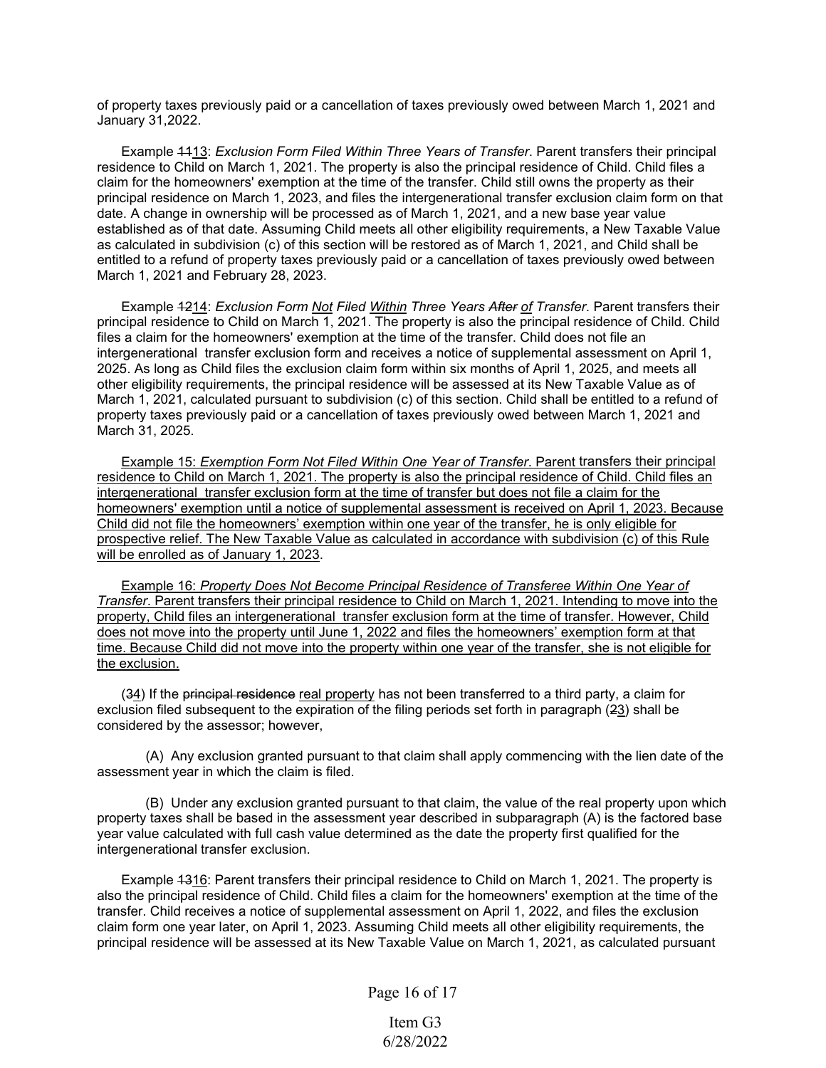of property taxes previously paid or a cancellation of taxes previously owed between March 1, 2021 and January 31,2022.

Example ~~11~~13: *Exclusion Form Filed Within Three Years of Transfer*. Parent transfers their principal residence to Child on March 1, 2021. The property is also the principal residence of Child. Child files a claim for the homeowners' exemption at the time of the transfer. Child still owns the property as their principal residence on March 1, 2023, and files the intergenerational transfer exclusion claim form on that date. A change in ownership will be processed as of March 1, 2021, and a new base year value established as of that date. Assuming Child meets all other eligibility requirements, a New Taxable Value as calculated in subdivision (c) of this section will be restored as of March 1, 2021, and Child shall be entitled to a refund of property taxes previously paid or a cancellation of taxes previously owed between March 1, 2021 and February 28, 2023.

Example ~~12~~14: *Exclusion Form Not Filed Within Three Years ~~After~~ of Transfer*. Parent transfers their principal residence to Child on March 1, 2021. The property is also the principal residence of Child. Child files a claim for the homeowners' exemption at the time of the transfer. Child does not file an intergenerational transfer exclusion form and receives a notice of supplemental assessment on April 1, 2025. As long as Child files the exclusion claim form within six months of April 1, 2025, and meets all other eligibility requirements, the principal residence will be assessed at its New Taxable Value as of March 1, 2021, calculated pursuant to subdivision (c) of this section. Child shall be entitled to a refund of property taxes previously paid or a cancellation of taxes previously owed between March 1, 2021 and March 31, 2025.

Example 15: *Exemption Form Not Filed Within One Year of Transfer*. Parent transfers their principal residence to Child on March 1, 2021. The property is also the principal residence of Child. Child files an intergenerational transfer exclusion form at the time of transfer but does not file a claim for the homeowners' exemption until a notice of supplemental assessment is received on April 1, 2023. Because Child did not file the homeowners' exemption within one year of the transfer, he is only eligible for prospective relief. The New Taxable Value as calculated in accordance with subdivision (c) of this Rule will be enrolled as of January 1, 2023.

Example 16: *Property Does Not Become Principal Residence of Transferee Within One Year of Transfer*. Parent transfers their principal residence to Child on March 1, 2021. Intending to move into the property, Child files an intergenerational transfer exclusion form at the time of transfer. However, Child does not move into the property until June 1, 2022 and files the homeowners' exemption form at that time. Because Child did not move into the property within one year of the transfer, she is not eligible for the exclusion.

(~~3~~4) If the ~~principal residence~~ real property has not been transferred to a third party, a claim for exclusion filed subsequent to the expiration of the filing periods set forth in paragraph (~~2~~3) shall be considered by the assessor; however,

(A) Any exclusion granted pursuant to that claim shall apply commencing with the lien date of the assessment year in which the claim is filed.

(B) Under any exclusion granted pursuant to that claim, the value of the real property upon which property taxes shall be based in the assessment year described in subparagraph (A) is the factored base year value calculated with full cash value determined as the date the property first qualified for the intergenerational transfer exclusion.

Example ~~13~~16: Parent transfers their principal residence to Child on March 1, 2021. The property is also the principal residence of Child. Child files a claim for the homeowners' exemption at the time of the transfer. Child receives a notice of supplemental assessment on April 1, 2022, and files the exclusion claim form one year later, on April 1, 2023. Assuming Child meets all other eligibility requirements, the principal residence will be assessed at its New Taxable Value on March 1, 2021, as calculated pursuant

Item G3
6/28/2022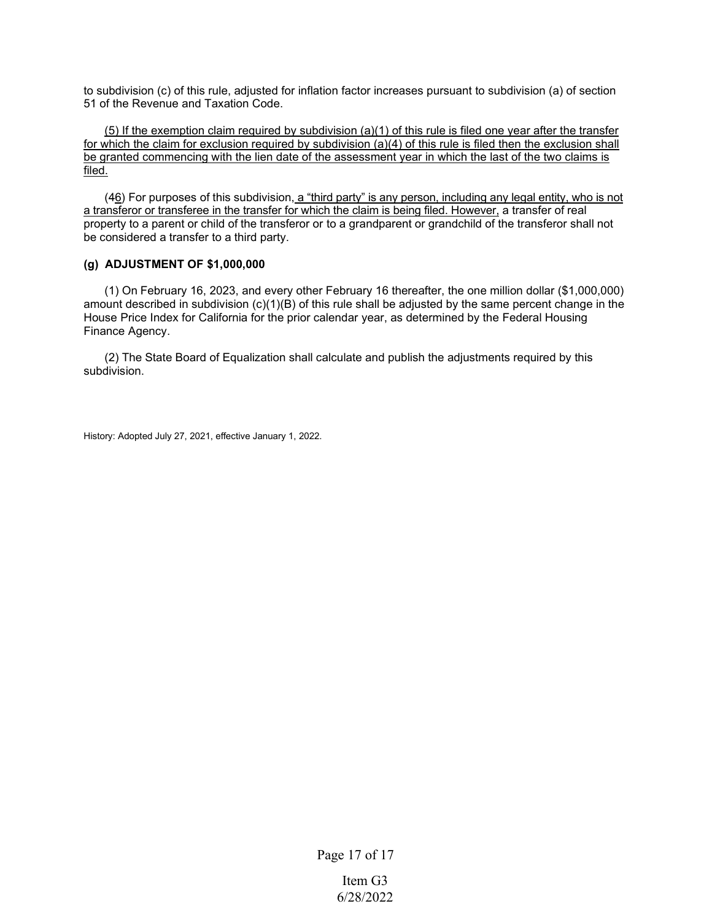to subdivision (c) of this rule, adjusted for inflation factor increases pursuant to subdivision (a) of section 51 of the Revenue and Taxation Code.

(5) If the exemption claim required by subdivision (a)(1) of this rule is filed one year after the transfer for which the claim for exclusion required by subdivision (a)(4) of this rule is filed then the exclusion shall be granted commencing with the lien date of the assessment year in which the last of the two claims is filed.

(46) For purposes of this subdivision, a "third party" is any person, including any legal entity, who is not a transferor or transferee in the transfer for which the claim is being filed. However, a transfer of real property to a parent or child of the transferor or to a grandparent or grandchild of the transferor shall not be considered a transfer to a third party.

**(g) ADJUSTMENT OF $1,000,000**

(1) On February 16, 2023, and every other February 16 thereafter, the one million dollar ($1,000,000) amount described in subdivision (c)(1)(B) of this rule shall be adjusted by the same percent change in the House Price Index for California for the prior calendar year, as determined by the Federal Housing Finance Agency.

(2) The State Board of Equalization shall calculate and publish the adjustments required by this subdivision.

History: Adopted July 27, 2021, effective January 1, 2022.

Item G3
6/28/2022